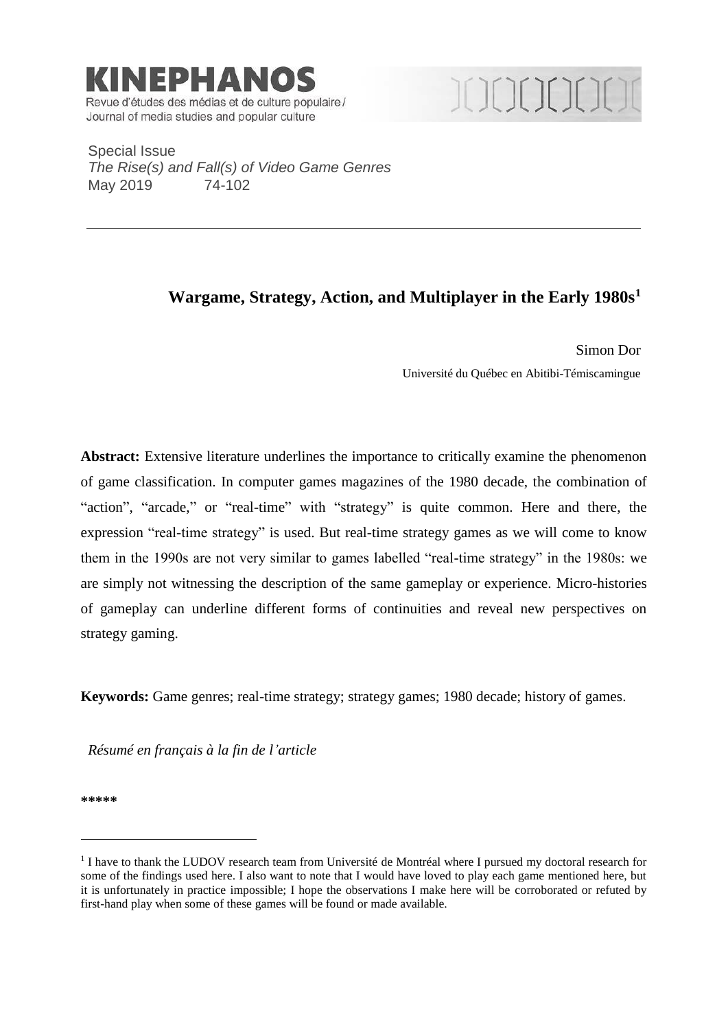KINEPHANOS

Revue d'études des médias et de culture populaire / Journal of media studies and popular culture

Special Issue
*The Rise(s) and Fall(s) of Video Game Genres*
May 2019 74-102

# Wargame, Strategy, Action, and Multiplayer in the Early 1980s[1]

Simon Dor

Université du Québec en Abitibi-Témiscamingue

**Abstract:** Extensive literature underlines the importance to critically examine the phenomenon of game classification. In computer games magazines of the 1980 decade, the combination of "action", "arcade," or "real-time" with "strategy" is quite common. Here and there, the expression "real-time strategy" is used. But real-time strategy games as we will come to know them in the 1990s are not very similar to games labelled "real-time strategy" in the 1980s: we are simply not witnessing the description of the same gameplay or experience. Micro-histories of gameplay can underline different forms of continuities and reveal new perspectives on strategy gaming.

**Keywords:** Game genres; real-time strategy; strategy games; 1980 decade; history of games.

*Résumé en français à la fin de l'article*

\*\*\*\*\*

[1] I have to thank the LUDOV research team from Université de Montréal where I pursued my doctoral research for some of the findings used here. I also want to note that I would have loved to play each game mentioned here, but it is unfortunately in practice impossible; I hope the observations I make here will be corroborated or refuted by first-hand play when some of these games will be found or made available.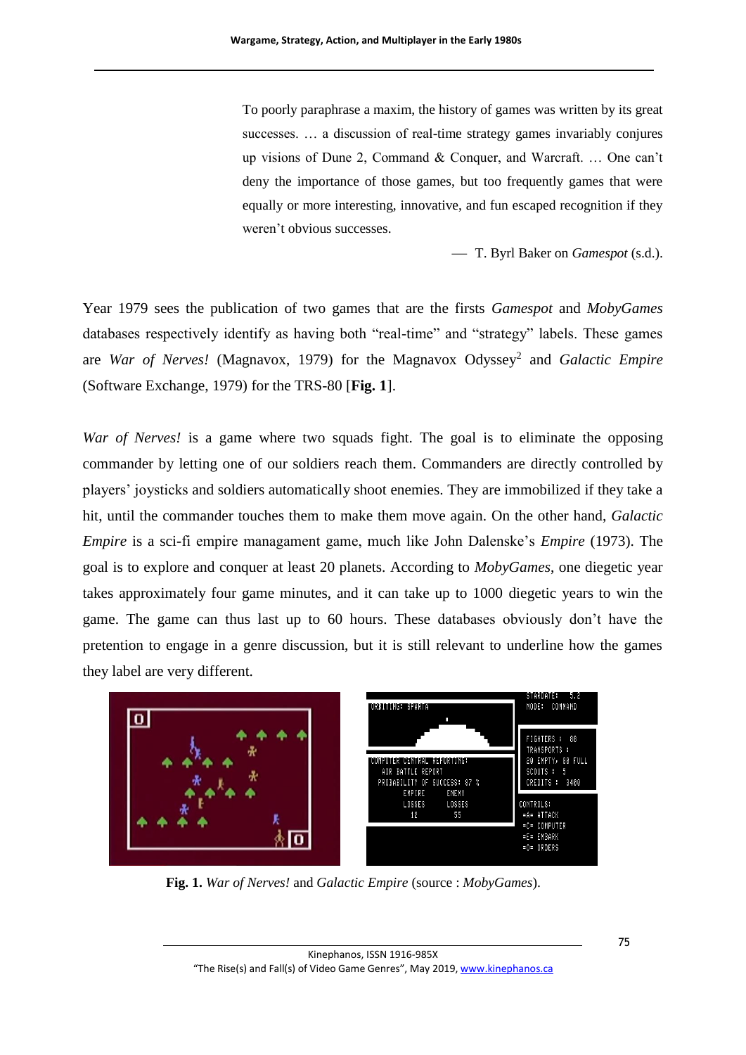> To poorly paraphrase a maxim, the history of games was written by its great successes. … a discussion of real-time strategy games invariably conjures up visions of Dune 2, Command & Conquer, and Warcraft. … One can't deny the importance of those games, but too frequently games that were equally or more interesting, innovative, and fun escaped recognition if they weren't obvious successes.
>
> — T. Byrl Baker on *Gamespot* (s.d.).

Year 1979 sees the publication of two games that are the firsts *Gamespot* and *MobyGames* databases respectively identify as having both "real-time" and "strategy" labels. These games are *War of Nerves!* (Magnavox, 1979) for the Magnavox Odyssey[2] and *Galactic Empire* (Software Exchange, 1979) for the TRS-80 [**Fig. 1**].

*War of Nerves!* is a game where two squads fight. The goal is to eliminate the opposing commander by letting one of our soldiers reach them. Commanders are directly controlled by players' joysticks and soldiers automatically shoot enemies. They are immobilized if they take a hit, until the commander touches them to make them move again. On the other hand, *Galactic Empire* is a sci-fi empire managament game, much like John Dalenske's *Empire* (1973). The goal is to explore and conquer at least 20 planets. According to *MobyGames*, one diegetic year takes approximately four game minutes, and it can take up to 1000 diegetic years to win the game. The game can thus last up to 60 hours. These databases obviously don't have the pretention to engage in a genre discussion, but it is still relevant to underline how the games they label are very different.

**Fig. 1.** *War of Nerves!* and *Galactic Empire* (source : *MobyGames*).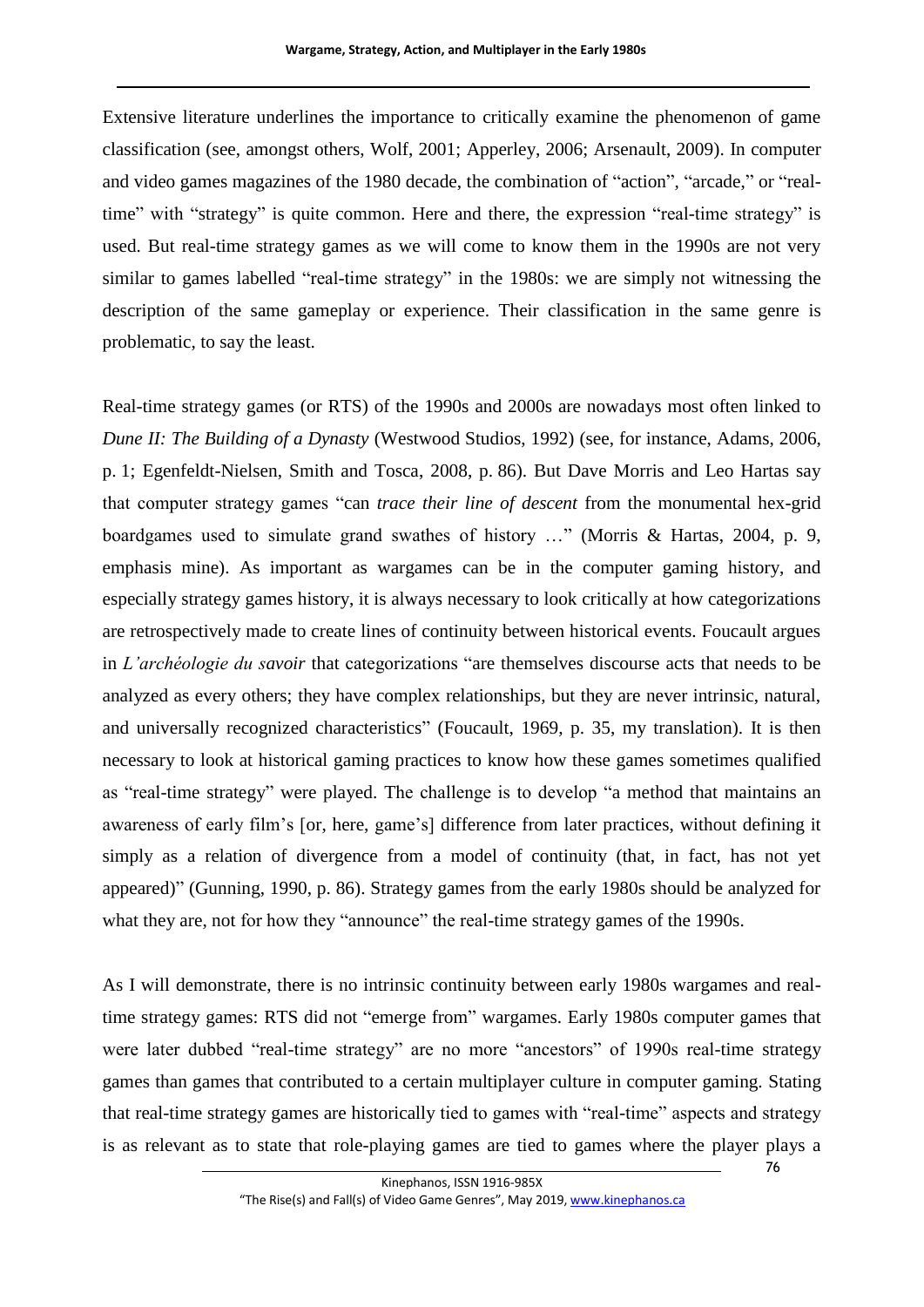Extensive literature underlines the importance to critically examine the phenomenon of game classification (see, amongst others, Wolf, 2001; Apperley, 2006; Arsenault, 2009). In computer and video games magazines of the 1980 decade, the combination of "action", "arcade," or "real-time" with "strategy" is quite common. Here and there, the expression "real-time strategy" is used. But real-time strategy games as we will come to know them in the 1990s are not very similar to games labelled "real-time strategy" in the 1980s: we are simply not witnessing the description of the same gameplay or experience. Their classification in the same genre is problematic, to say the least.

Real-time strategy games (or RTS) of the 1990s and 2000s are nowadays most often linked to *Dune II: The Building of a Dynasty* (Westwood Studios, 1992) (see, for instance, Adams, 2006, p. 1; Egenfeldt-Nielsen, Smith and Tosca, 2008, p. 86). But Dave Morris and Leo Hartas say that computer strategy games "can *trace their line of descent* from the monumental hex-grid boardgames used to simulate grand swathes of history …" (Morris & Hartas, 2004, p. 9, emphasis mine). As important as wargames can be in the computer gaming history, and especially strategy games history, it is always necessary to look critically at how categorizations are retrospectively made to create lines of continuity between historical events. Foucault argues in *L'archéologie du savoir* that categorizations "are themselves discourse acts that needs to be analyzed as every others; they have complex relationships, but they are never intrinsic, natural, and universally recognized characteristics" (Foucault, 1969, p. 35, my translation). It is then necessary to look at historical gaming practices to know how these games sometimes qualified as "real-time strategy" were played. The challenge is to develop "a method that maintains an awareness of early film's [or, here, game's] difference from later practices, without defining it simply as a relation of divergence from a model of continuity (that, in fact, has not yet appeared)" (Gunning, 1990, p. 86). Strategy games from the early 1980s should be analyzed for what they are, not for how they "announce" the real-time strategy games of the 1990s.

As I will demonstrate, there is no intrinsic continuity between early 1980s wargames and real-time strategy games: RTS did not "emerge from" wargames. Early 1980s computer games that were later dubbed "real-time strategy" are no more "ancestors" of 1990s real-time strategy games than games that contributed to a certain multiplayer culture in computer gaming. Stating that real-time strategy games are historically tied to games with "real-time" aspects and strategy is as relevant as to state that role-playing games are tied to games where the player plays a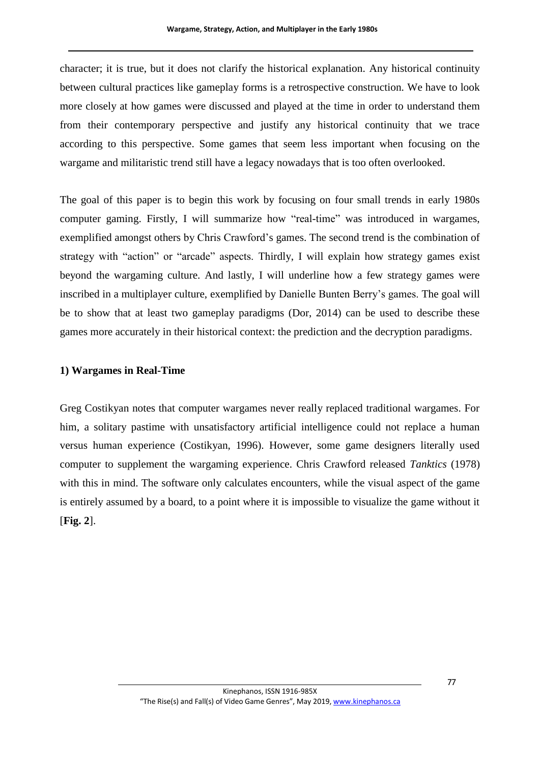character; it is true, but it does not clarify the historical explanation. Any historical continuity between cultural practices like gameplay forms is a retrospective construction. We have to look more closely at how games were discussed and played at the time in order to understand them from their contemporary perspective and justify any historical continuity that we trace according to this perspective. Some games that seem less important when focusing on the wargame and militaristic trend still have a legacy nowadays that is too often overlooked.

The goal of this paper is to begin this work by focusing on four small trends in early 1980s computer gaming. Firstly, I will summarize how "real-time" was introduced in wargames, exemplified amongst others by Chris Crawford's games. The second trend is the combination of strategy with "action" or "arcade" aspects. Thirdly, I will explain how strategy games exist beyond the wargaming culture. And lastly, I will underline how a few strategy games were inscribed in a multiplayer culture, exemplified by Danielle Bunten Berry's games. The goal will be to show that at least two gameplay paradigms (Dor, 2014) can be used to describe these games more accurately in their historical context: the prediction and the decryption paradigms.

### 1) Wargames in Real-Time

Greg Costikyan notes that computer wargames never really replaced traditional wargames. For him, a solitary pastime with unsatisfactory artificial intelligence could not replace a human versus human experience (Costikyan, 1996). However, some game designers literally used computer to supplement the wargaming experience. Chris Crawford released *Tanktics* (1978) with this in mind. The software only calculates encounters, while the visual aspect of the game is entirely assumed by a board, to a point where it is impossible to visualize the game without it [**Fig. 2**].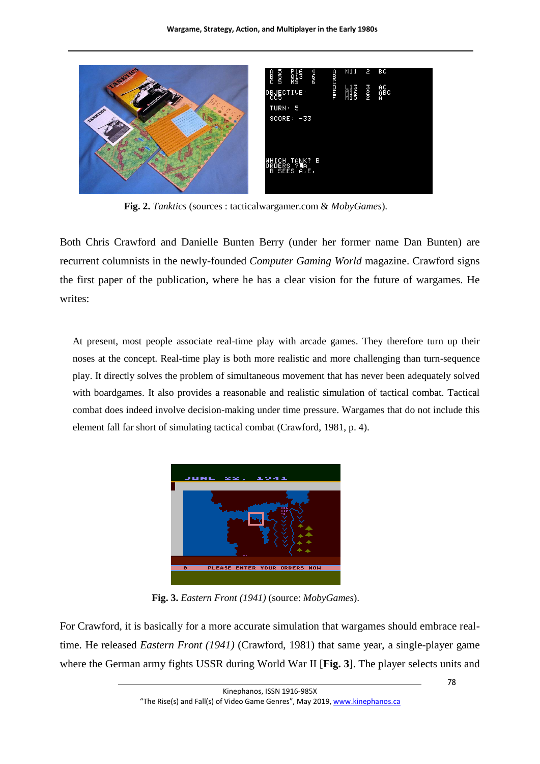**Fig. 2.** *Tanktics* (sources : tacticalwargamer.com & *MobyGames*).

Both Chris Crawford and Danielle Bunten Berry (under her former name Dan Bunten) are recurrent columnists in the newly-founded *Computer Gaming World* magazine. Crawford signs the first paper of the publication, where he has a clear vision for the future of wargames. He writes:

> At present, most people associate real-time play with arcade games. They therefore turn up their noses at the concept. Real-time play is both more realistic and more challenging than turn-sequence play. It directly solves the problem of simultaneous movement that has never been adequately solved with boardgames. It also provides a reasonable and realistic simulation of tactical combat. Tactical combat does indeed involve decision-making under time pressure. Wargames that do not include this element fall far short of simulating tactical combat (Crawford, 1981, p. 4).

**Fig. 3.** *Eastern Front (1941)* (source: *MobyGames*).

For Crawford, it is basically for a more accurate simulation that wargames should embrace real-time. He released *Eastern Front (1941)* (Crawford, 1981) that same year, a single-player game where the German army fights USSR during World War II [**Fig. 3**]. The player selects units and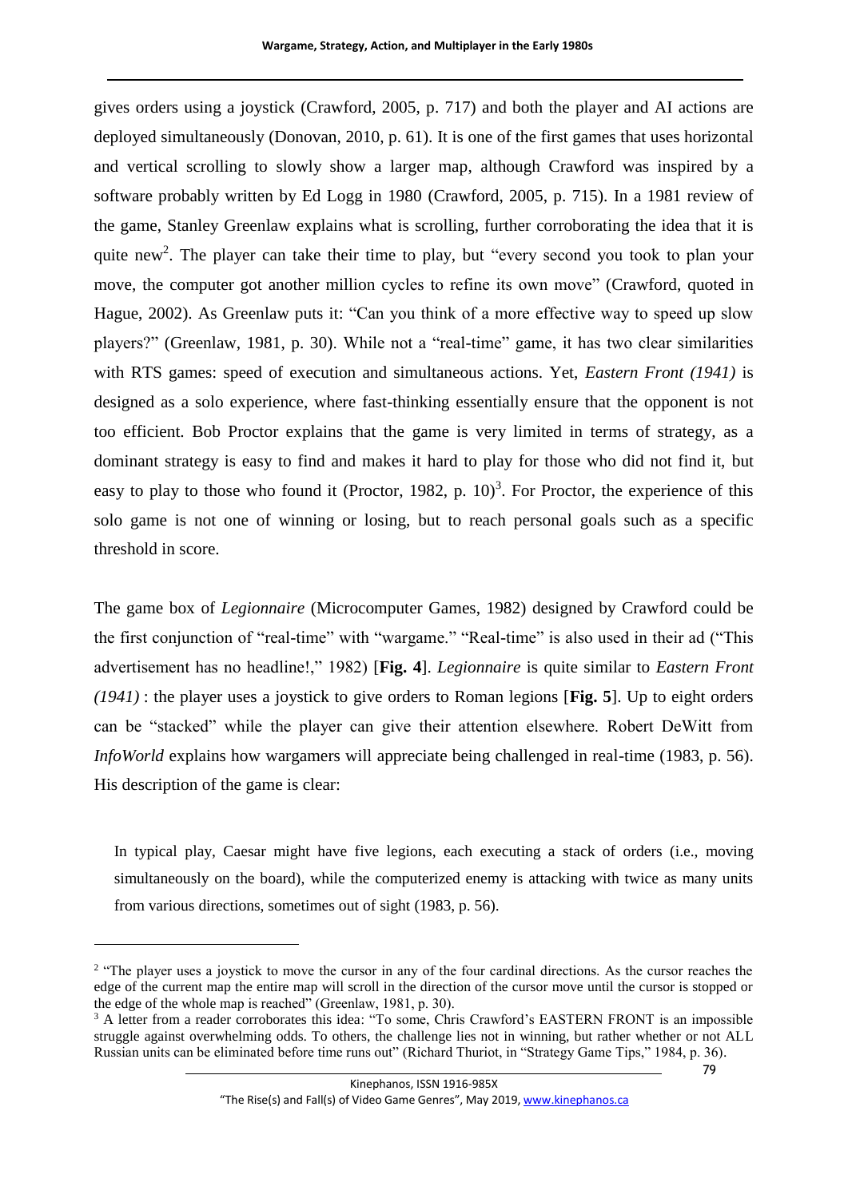gives orders using a joystick (Crawford, 2005, p. 717) and both the player and AI actions are deployed simultaneously (Donovan, 2010, p. 61). It is one of the first games that uses horizontal and vertical scrolling to slowly show a larger map, although Crawford was inspired by a software probably written by Ed Logg in 1980 (Crawford, 2005, p. 715). In a 1981 review of the game, Stanley Greenlaw explains what is scrolling, further corroborating the idea that it is quite new[2]. The player can take their time to play, but "every second you took to plan your move, the computer got another million cycles to refine its own move" (Crawford, quoted in Hague, 2002). As Greenlaw puts it: "Can you think of a more effective way to speed up slow players?" (Greenlaw, 1981, p. 30). While not a "real-time" game, it has two clear similarities with RTS games: speed of execution and simultaneous actions. Yet, *Eastern Front (1941)* is designed as a solo experience, where fast-thinking essentially ensure that the opponent is not too efficient. Bob Proctor explains that the game is very limited in terms of strategy, as a dominant strategy is easy to find and makes it hard to play for those who did not find it, but easy to play to those who found it (Proctor, 1982, p. 10)[3]. For Proctor, the experience of this solo game is not one of winning or losing, but to reach personal goals such as a specific threshold in score.

The game box of *Legionnaire* (Microcomputer Games, 1982) designed by Crawford could be the first conjunction of "real-time" with "wargame." "Real-time" is also used in their ad ("This advertisement has no headline!," 1982) [**Fig. 4**]. *Legionnaire* is quite similar to *Eastern Front (1941)* : the player uses a joystick to give orders to Roman legions [**Fig. 5**]. Up to eight orders can be "stacked" while the player can give their attention elsewhere. Robert DeWitt from *InfoWorld* explains how wargamers will appreciate being challenged in real-time (1983, p. 56). His description of the game is clear:

> In typical play, Caesar might have five legions, each executing a stack of orders (i.e., moving simultaneously on the board), while the computerized enemy is attacking with twice as many units from various directions, sometimes out of sight (1983, p. 56).

---

[2] "The player uses a joystick to move the cursor in any of the four cardinal directions. As the cursor reaches the edge of the current map the entire map will scroll in the direction of the cursor move until the cursor is stopped or the edge of the whole map is reached" (Greenlaw, 1981, p. 30).

[3] A letter from a reader corroborates this idea: "To some, Chris Crawford's EASTERN FRONT is an impossible struggle against overwhelming odds. To others, the challenge lies not in winning, but rather whether or not ALL Russian units can be eliminated before time runs out" (Richard Thuriot, in "Strategy Game Tips," 1984, p. 36).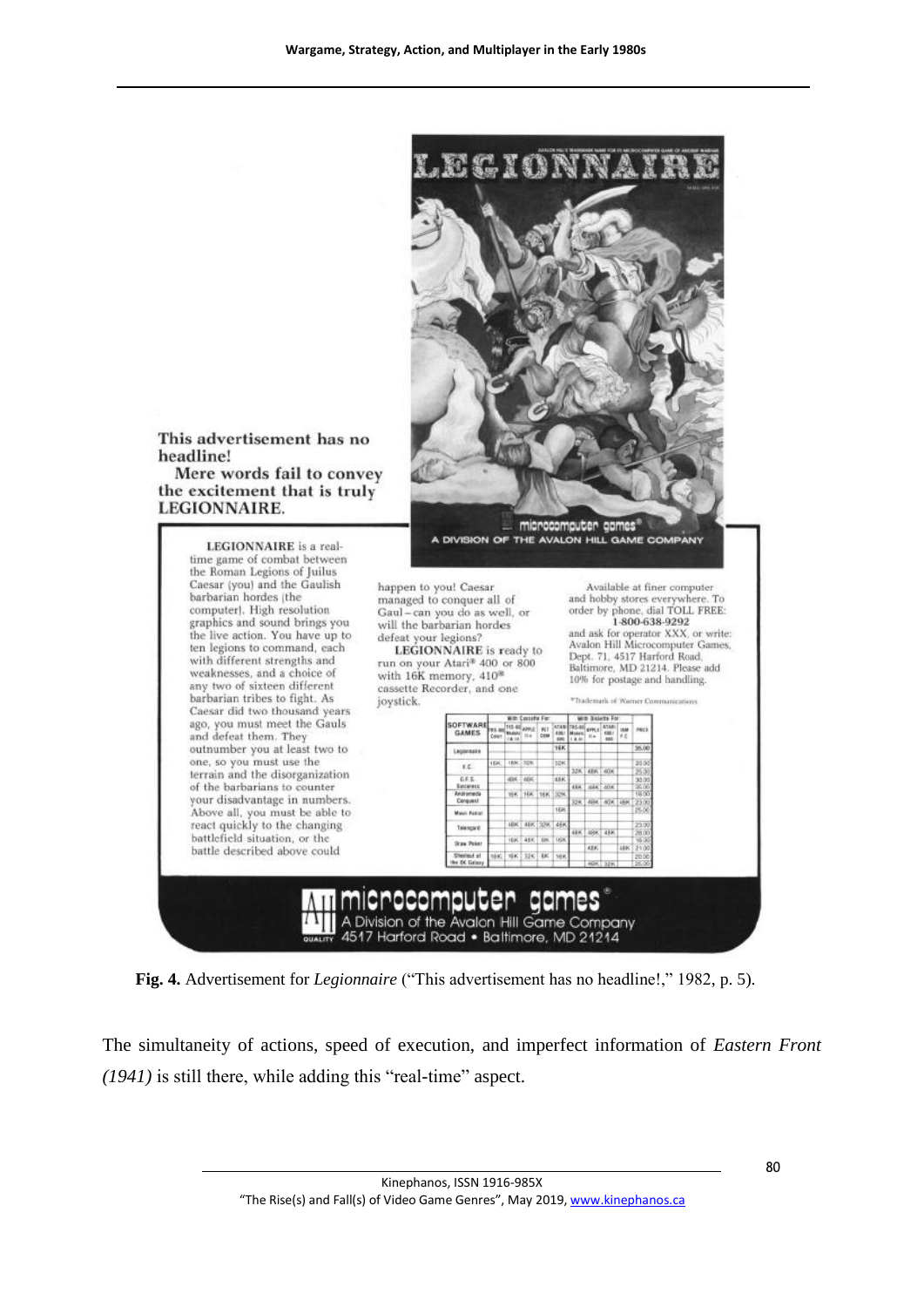This advertisement has no headline!

Mere words fail to convey the excitement that is truly LEGIONNAIRE.

LEGIONNAIRE is a real-time game of combat between the Roman Legions of Julius Caesar (you) and the Gaulish barbarian hordes (the computer). High resolution graphics and sound brings you the live action. You have up to ten legions to command, each with different strengths and weaknesses, and a choice of any two of sixteen different barbarian tribes to fight. As Caesar did two thousand years ago, you must meet the Gauls and defeat them. They outnumber you at least two to one, so you must use the terrain and the disorganization of the barbarians to counter your disadvantage in numbers. Above all, you must be able to react quickly to the changing battlefield situation, or the battle described above could happen to you! Caesar managed to conquer all of Gaul – can you do as well, or will the barbarian hordes defeat your legions?

LEGIONNAIRE is ready to run on your Atari® 400 or 800 with 16K memory, 410® cassette Recorder, and one joystick.

Available at finer computer and hobby stores everywhere. To order by phone, dial TOLL FREE: 1-800-638-9292 and ask for operator XXX, or write: Avalon Hill Microcomputer Games, Dept. 71, 4517 Harford Road, Baltimore, MD 21214. Please add 10% for postage and handling.

*Trademark of Warner Communications

microcomputer games® A Division of the Avalon Hill Game Company 4517 Harford Road • Baltimore, MD 21214

**Fig. 4.** Advertisement for *Legionnaire* ("This advertisement has no headline!," 1982, p. 5).

The simultaneity of actions, speed of execution, and imperfect information of *Eastern Front (1941)* is still there, while adding this "real-time" aspect.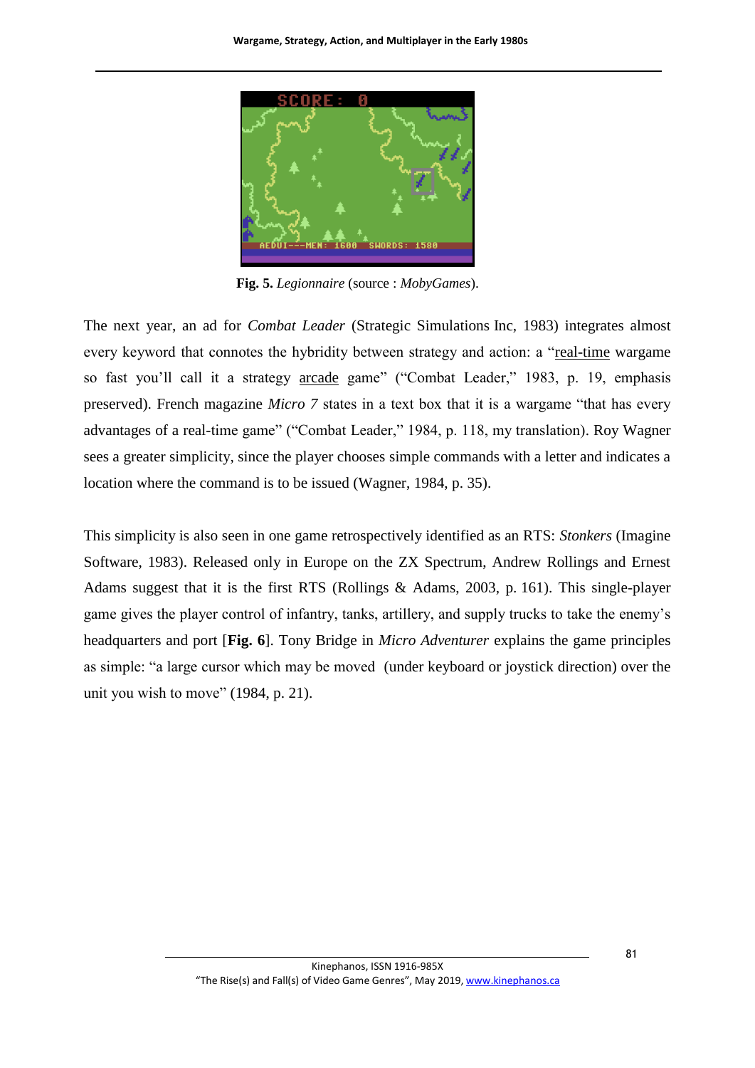**Fig. 5.** *Legionnaire* (source : *MobyGames*).

The next year, an ad for *Combat Leader* (Strategic Simulations Inc, 1983) integrates almost every keyword that connotes the hybridity between strategy and action: a "<u>real-time</u> wargame so fast you'll call it a strategy <u>arcade</u> game" ("Combat Leader," 1983, p. 19, emphasis preserved). French magazine *Micro 7* states in a text box that it is a wargame "that has every advantages of a real-time game" ("Combat Leader," 1984, p. 118, my translation). Roy Wagner sees a greater simplicity, since the player chooses simple commands with a letter and indicates a location where the command is to be issued (Wagner, 1984, p. 35).

This simplicity is also seen in one game retrospectively identified as an RTS: *Stonkers* (Imagine Software, 1983). Released only in Europe on the ZX Spectrum, Andrew Rollings and Ernest Adams suggest that it is the first RTS (Rollings & Adams, 2003, p. 161). This single-player game gives the player control of infantry, tanks, artillery, and supply trucks to take the enemy's headquarters and port [**Fig. 6**]. Tony Bridge in *Micro Adventurer* explains the game principles as simple: "a large cursor which may be moved (under keyboard or joystick direction) over the unit you wish to move" (1984, p. 21).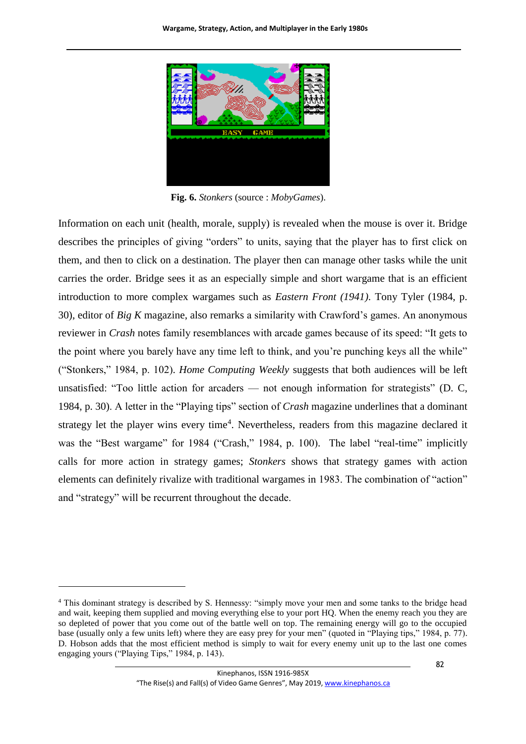**Fig. 6.** *Stonkers* (source : *MobyGames*).

Information on each unit (health, morale, supply) is revealed when the mouse is over it. Bridge describes the principles of giving "orders" to units, saying that the player has to first click on them, and then to click on a destination. The player then can manage other tasks while the unit carries the order. Bridge sees it as an especially simple and short wargame that is an efficient introduction to more complex wargames such as *Eastern Front (1941)*. Tony Tyler (1984, p. 30), editor of *Big K* magazine, also remarks a similarity with Crawford's games. An anonymous reviewer in *Crash* notes family resemblances with arcade games because of its speed: "It gets to the point where you barely have any time left to think, and you're punching keys all the while" ("Stonkers," 1984, p. 102). *Home Computing Weekly* suggests that both audiences will be left unsatisfied: "Too little action for arcaders — not enough information for strategists" (D. C, 1984, p. 30). A letter in the "Playing tips" section of *Crash* magazine underlines that a dominant strategy let the player wins every time[4]. Nevertheless, readers from this magazine declared it was the "Best wargame" for 1984 ("Crash," 1984, p. 100). The label "real-time" implicitly calls for more action in strategy games; *Stonkers* shows that strategy games with action elements can definitely rivalize with traditional wargames in 1983. The combination of "action" and "strategy" will be recurrent throughout the decade.

---

[4] This dominant strategy is described by S. Hennessy: "simply move your men and some tanks to the bridge head and wait, keeping them supplied and moving everything else to your port HQ. When the enemy reach you they are so depleted of power that you come out of the battle well on top. The remaining energy will go to the occupied base (usually only a few units left) where they are easy prey for your men" (quoted in "Playing tips," 1984, p. 77). D. Hobson adds that the most efficient method is simply to wait for every enemy unit up to the last one comes engaging yours ("Playing Tips," 1984, p. 143).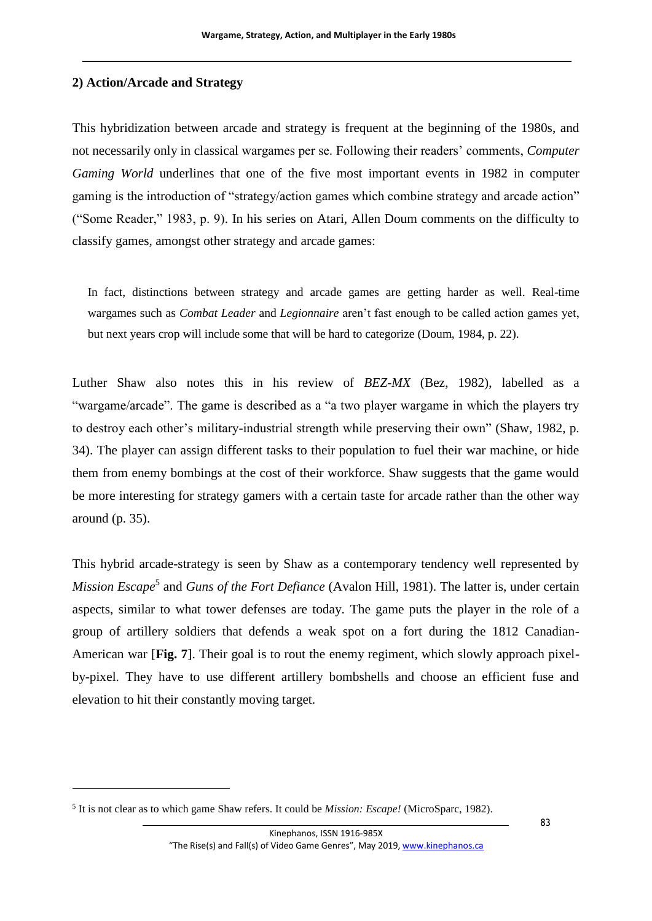## 2) Action/Arcade and Strategy

This hybridization between arcade and strategy is frequent at the beginning of the 1980s, and not necessarily only in classical wargames per se. Following their readers' comments, *Computer Gaming World* underlines that one of the five most important events in 1982 in computer gaming is the introduction of "strategy/action games which combine strategy and arcade action" ("Some Reader," 1983, p. 9). In his series on Atari, Allen Doum comments on the difficulty to classify games, amongst other strategy and arcade games:

> In fact, distinctions between strategy and arcade games are getting harder as well. Real-time wargames such as *Combat Leader* and *Legionnaire* aren't fast enough to be called action games yet, but next years crop will include some that will be hard to categorize (Doum, 1984, p. 22).

Luther Shaw also notes this in his review of *BEZ-MX* (Bez, 1982), labelled as a "wargame/arcade". The game is described as a "a two player wargame in which the players try to destroy each other's military-industrial strength while preserving their own" (Shaw, 1982, p. 34). The player can assign different tasks to their population to fuel their war machine, or hide them from enemy bombings at the cost of their workforce. Shaw suggests that the game would be more interesting for strategy gamers with a certain taste for arcade rather than the other way around (p. 35).

This hybrid arcade-strategy is seen by Shaw as a contemporary tendency well represented by *Mission Escape*[5] and *Guns of the Fort Defiance* (Avalon Hill, 1981). The latter is, under certain aspects, similar to what tower defenses are today. The game puts the player in the role of a group of artillery soldiers that defends a weak spot on a fort during the 1812 Canadian-American war [**Fig. 7**]. Their goal is to rout the enemy regiment, which slowly approach pixel-by-pixel. They have to use different artillery bombshells and choose an efficient fuse and elevation to hit their constantly moving target.

---

[5] It is not clear as to which game Shaw refers. It could be *Mission: Escape!* (MicroSparc, 1982).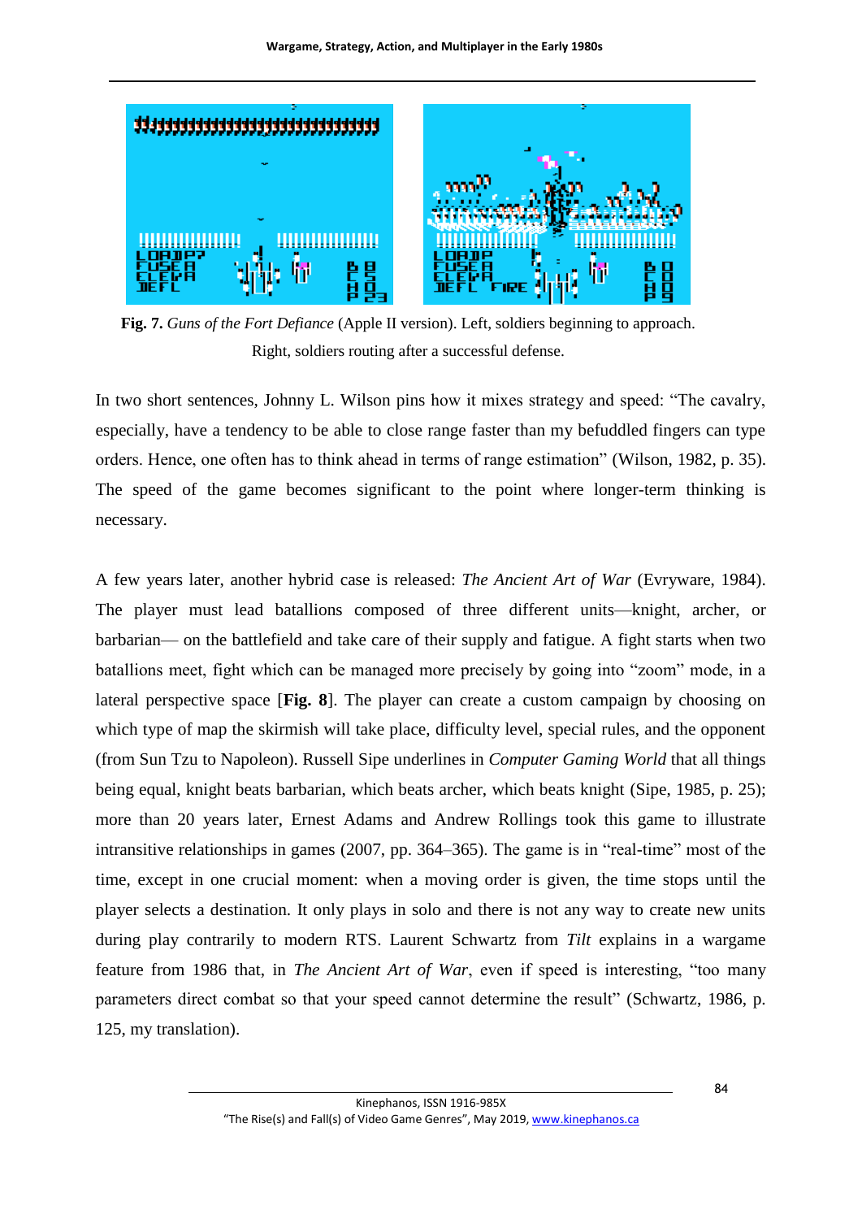**Fig. 7.** *Guns of the Fort Defiance* (Apple II version). Left, soldiers beginning to approach. Right, soldiers routing after a successful defense.

In two short sentences, Johnny L. Wilson pins how it mixes strategy and speed: “The cavalry, especially, have a tendency to be able to close range faster than my befuddled fingers can type orders. Hence, one often has to think ahead in terms of range estimation” (Wilson, 1982, p. 35). The speed of the game becomes significant to the point where longer-term thinking is necessary.

A few years later, another hybrid case is released: *The Ancient Art of War* (Evryware, 1984). The player must lead batallions composed of three different units—knight, archer, or barbarian— on the battlefield and take care of their supply and fatigue. A fight starts when two batallions meet, fight which can be managed more precisely by going into “zoom” mode, in a lateral perspective space [**Fig. 8**]. The player can create a custom campaign by choosing on which type of map the skirmish will take place, difficulty level, special rules, and the opponent (from Sun Tzu to Napoleon). Russell Sipe underlines in *Computer Gaming World* that all things being equal, knight beats barbarian, which beats archer, which beats knight (Sipe, 1985, p. 25); more than 20 years later, Ernest Adams and Andrew Rollings took this game to illustrate intransitive relationships in games (2007, pp. 364–365). The game is in “real-time” most of the time, except in one crucial moment: when a moving order is given, the time stops until the player selects a destination. It only plays in solo and there is not any way to create new units during play contrarily to modern RTS. Laurent Schwartz from *Tilt* explains in a wargame feature from 1986 that, in *The Ancient Art of War*, even if speed is interesting, “too many parameters direct combat so that your speed cannot determine the result” (Schwartz, 1986, p. 125, my translation).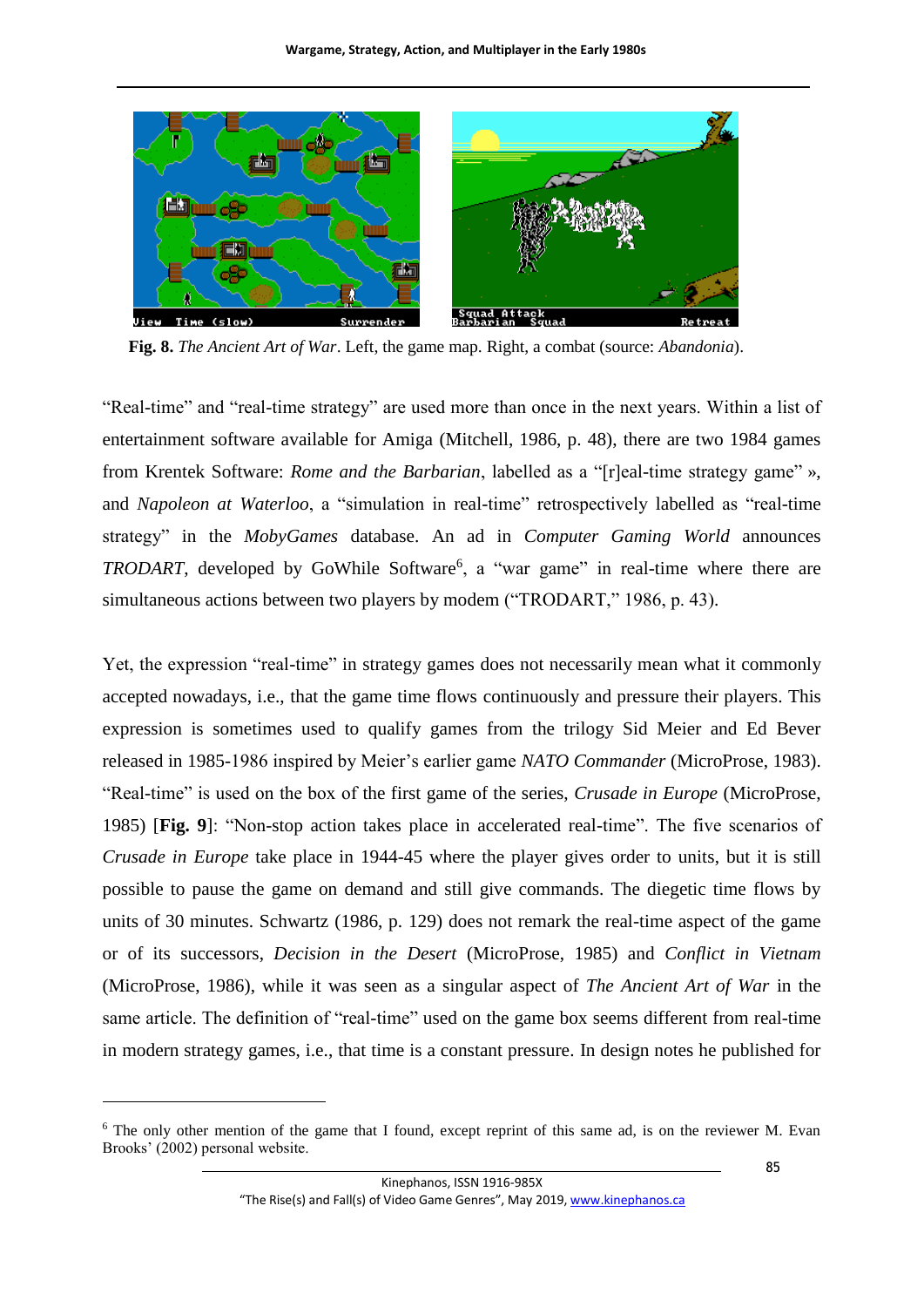**Fig. 8.** *The Ancient Art of War*. Left, the game map. Right, a combat (source: *Abandonia*).

"Real-time" and "real-time strategy" are used more than once in the next years. Within a list of entertainment software available for Amiga (Mitchell, 1986, p. 48), there are two 1984 games from Krentek Software: *Rome and the Barbarian*, labelled as a "[r]eal-time strategy game" », and *Napoleon at Waterloo*, a "simulation in real-time" retrospectively labelled as "real-time strategy" in the *MobyGames* database. An ad in *Computer Gaming World* announces *TRODART*, developed by GoWhile Software[6], a "war game" in real-time where there are simultaneous actions between two players by modem ("TRODART," 1986, p. 43).

Yet, the expression "real-time" in strategy games does not necessarily mean what it commonly accepted nowadays, i.e., that the game time flows continuously and pressure their players. This expression is sometimes used to qualify games from the trilogy Sid Meier and Ed Bever released in 1985-1986 inspired by Meier's earlier game *NATO Commander* (MicroProse, 1983). "Real-time" is used on the box of the first game of the series, *Crusade in Europe* (MicroProse, 1985) [**Fig. 9**]: "Non-stop action takes place in accelerated real-time". The five scenarios of *Crusade in Europe* take place in 1944-45 where the player gives order to units, but it is still possible to pause the game on demand and still give commands. The diegetic time flows by units of 30 minutes. Schwartz (1986, p. 129) does not remark the real-time aspect of the game or of its successors, *Decision in the Desert* (MicroProse, 1985) and *Conflict in Vietnam* (MicroProse, 1986), while it was seen as a singular aspect of *The Ancient Art of War* in the same article. The definition of "real-time" used on the game box seems different from real-time in modern strategy games, i.e., that time is a constant pressure. In design notes he published for

[6] The only other mention of the game that I found, except reprint of this same ad, is on the reviewer M. Evan Brooks' (2002) personal website.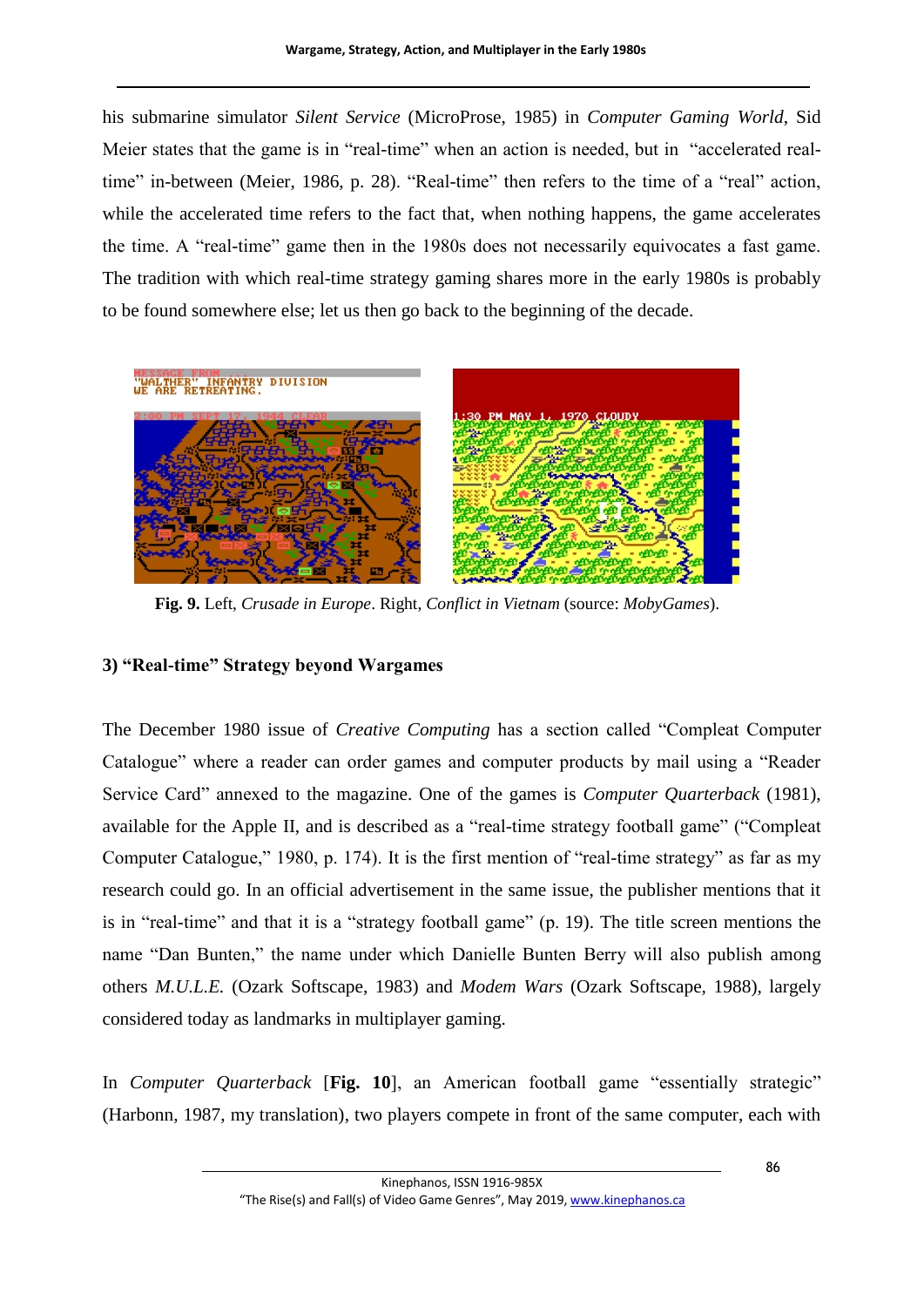his submarine simulator *Silent Service* (MicroProse, 1985) in *Computer Gaming World*, Sid Meier states that the game is in "real-time" when an action is needed, but in "accelerated real-time" in-between (Meier, 1986, p. 28). "Real-time" then refers to the time of a "real" action, while the accelerated time refers to the fact that, when nothing happens, the game accelerates the time. A "real-time" game then in the 1980s does not necessarily equivocates a fast game. The tradition with which real-time strategy gaming shares more in the early 1980s is probably to be found somewhere else; let us then go back to the beginning of the decade.

**Fig. 9.** Left, *Crusade in Europe*. Right, *Conflict in Vietnam* (source: *MobyGames*).

### 3) "Real-time" Strategy beyond Wargames

The December 1980 issue of *Creative Computing* has a section called "Compleat Computer Catalogue" where a reader can order games and computer products by mail using a "Reader Service Card" annexed to the magazine. One of the games is *Computer Quarterback* (1981), available for the Apple II, and is described as a "real-time strategy football game" ("Compleat Computer Catalogue," 1980, p. 174). It is the first mention of "real-time strategy" as far as my research could go. In an official advertisement in the same issue, the publisher mentions that it is in "real-time" and that it is a "strategy football game" (p. 19). The title screen mentions the name "Dan Bunten," the name under which Danielle Bunten Berry will also publish among others *M.U.L.E.* (Ozark Softscape, 1983) and *Modem Wars* (Ozark Softscape, 1988), largely considered today as landmarks in multiplayer gaming.

In *Computer Quarterback* [**Fig. 10**], an American football game "essentially strategic" (Harbonn, 1987, my translation), two players compete in front of the same computer, each with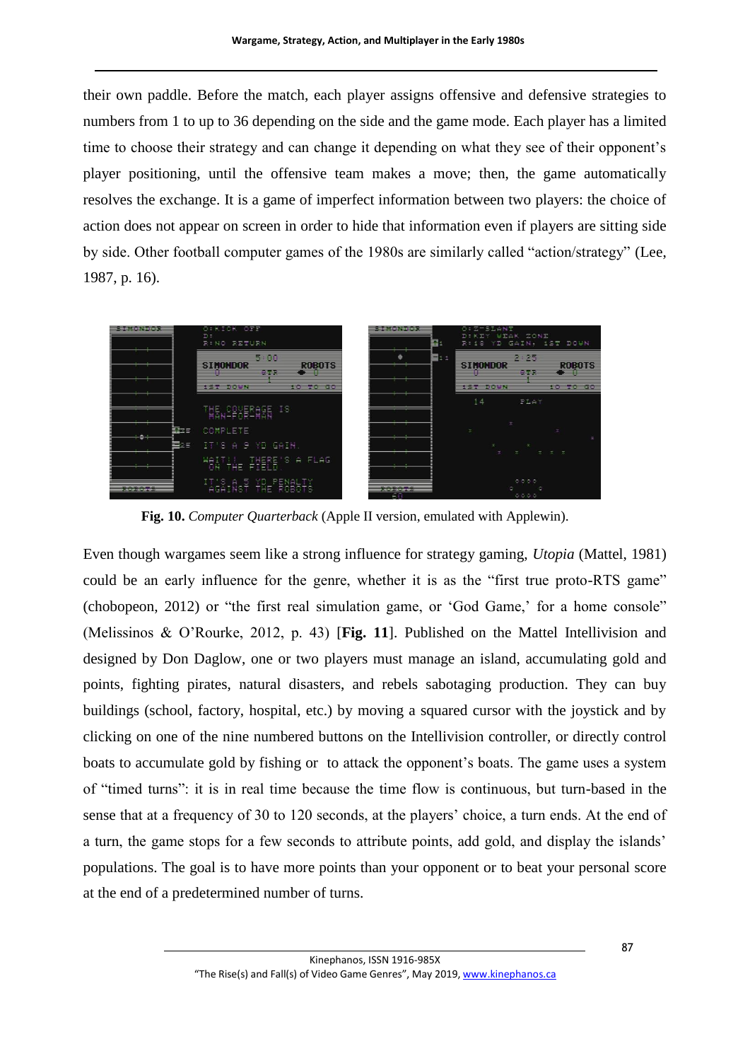their own paddle. Before the match, each player assigns offensive and defensive strategies to numbers from 1 to up to 36 depending on the side and the game mode. Each player has a limited time to choose their strategy and can change it depending on what they see of their opponent's player positioning, until the offensive team makes a move; then, the game automatically resolves the exchange. It is a game of imperfect information between two players: the choice of action does not appear on screen in order to hide that information even if players are sitting side by side. Other football computer games of the 1980s are similarly called "action/strategy" (Lee, 1987, p. 16).

**Fig. 10.** *Computer Quarterback* (Apple II version, emulated with Applewin).

Even though wargames seem like a strong influence for strategy gaming, *Utopia* (Mattel, 1981) could be an early influence for the genre, whether it is as the "first true proto-RTS game" (chobopeon, 2012) or "the first real simulation game, or 'God Game,' for a home console" (Melissinos & O'Rourke, 2012, p. 43) [**Fig. 11**]. Published on the Mattel Intellivision and designed by Don Daglow, one or two players must manage an island, accumulating gold and points, fighting pirates, natural disasters, and rebels sabotaging production. They can buy buildings (school, factory, hospital, etc.) by moving a squared cursor with the joystick and by clicking on one of the nine numbered buttons on the Intellivision controller, or directly control boats to accumulate gold by fishing or to attack the opponent's boats. The game uses a system of "timed turns": it is in real time because the time flow is continuous, but turn-based in the sense that at a frequency of 30 to 120 seconds, at the players' choice, a turn ends. At the end of a turn, the game stops for a few seconds to attribute points, add gold, and display the islands' populations. The goal is to have more points than your opponent or to beat your personal score at the end of a predetermined number of turns.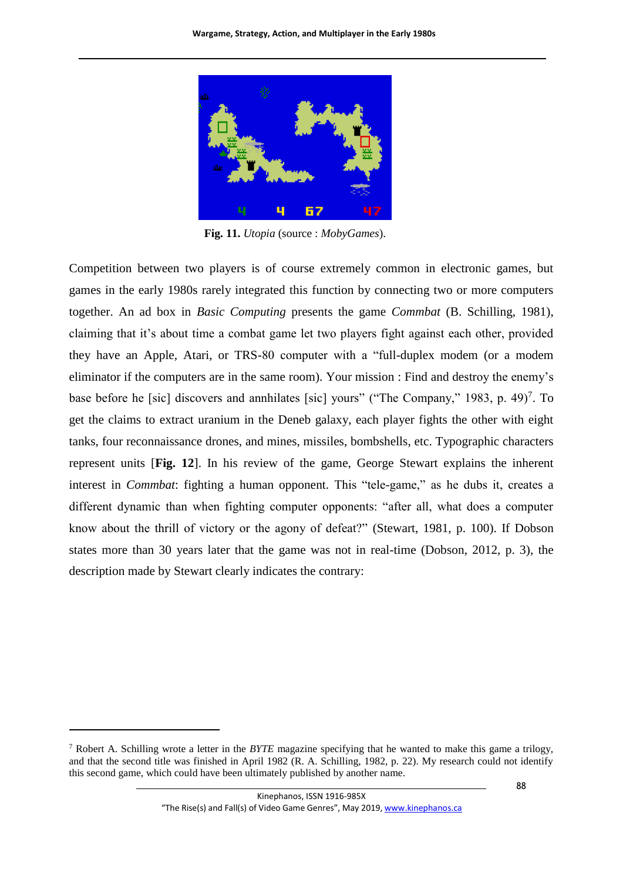**Fig. 11.** *Utopia* (source : *MobyGames*).

Competition between two players is of course extremely common in electronic games, but games in the early 1980s rarely integrated this function by connecting two or more computers together. An ad box in *Basic Computing* presents the game *Commbat* (B. Schilling, 1981), claiming that it's about time a combat game let two players fight against each other, provided they have an Apple, Atari, or TRS-80 computer with a "full-duplex modem (or a modem eliminator if the computers are in the same room). Your mission : Find and destroy the enemy's base before he [sic] discovers and annhilates [sic] yours" ("The Company," 1983, p. 49)[7]. To get the claims to extract uranium in the Deneb galaxy, each player fights the other with eight tanks, four reconnaissance drones, and mines, missiles, bombshells, etc. Typographic characters represent units [**Fig. 12**]. In his review of the game, George Stewart explains the inherent interest in *Commbat*: fighting a human opponent. This "tele-game," as he dubs it, creates a different dynamic than when fighting computer opponents: "after all, what does a computer know about the thrill of victory or the agony of defeat?" (Stewart, 1981, p. 100). If Dobson states more than 30 years later that the game was not in real-time (Dobson, 2012, p. 3), the description made by Stewart clearly indicates the contrary:

[7] Robert A. Schilling wrote a letter in the *BYTE* magazine specifying that he wanted to make this game a trilogy, and that the second title was finished in April 1982 (R. A. Schilling, 1982, p. 22). My research could not identify this second game, which could have been ultimately published by another name.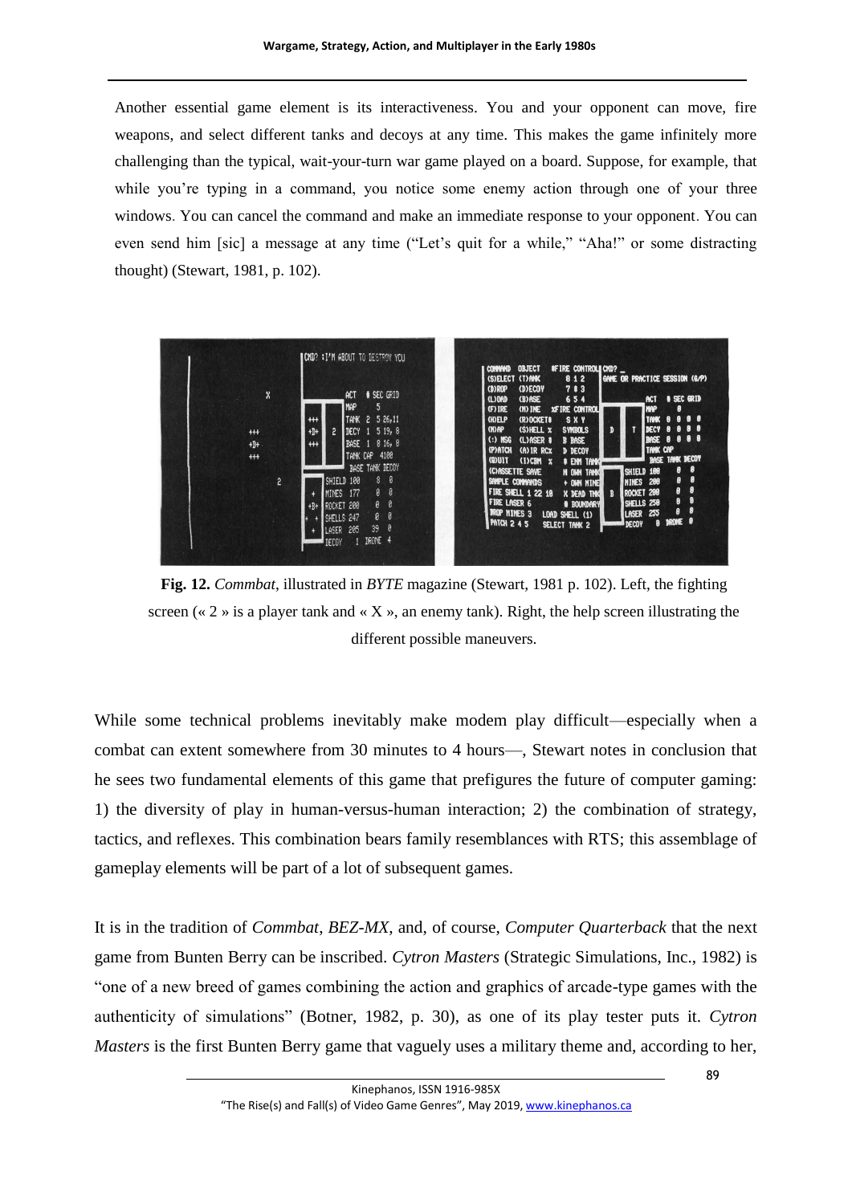Another essential game element is its interactiveness. You and your opponent can move, fire weapons, and select different tanks and decoys at any time. This makes the game infinitely more challenging than the typical, wait-your-turn war game played on a board. Suppose, for example, that while you're typing in a command, you notice some enemy action through one of your three windows. You can cancel the command and make an immediate response to your opponent. You can even send him [sic] a message at any time ("Let's quit for a while," "Aha!" or some distracting thought) (Stewart, 1981, p. 102).

**Fig. 12.** *Commbat*, illustrated in *BYTE* magazine (Stewart, 1981 p. 102). Left, the fighting screen (« 2 » is a player tank and « X », an enemy tank). Right, the help screen illustrating the different possible maneuvers.

While some technical problems inevitably make modem play difficult—especially when a combat can extent somewhere from 30 minutes to 4 hours—, Stewart notes in conclusion that he sees two fundamental elements of this game that prefigures the future of computer gaming: 1) the diversity of play in human-versus-human interaction; 2) the combination of strategy, tactics, and reflexes. This combination bears family resemblances with RTS; this assemblage of gameplay elements will be part of a lot of subsequent games.

It is in the tradition of *Commbat*, *BEZ-MX*, and, of course, *Computer Quarterback* that the next game from Bunten Berry can be inscribed. *Cytron Masters* (Strategic Simulations, Inc., 1982) is "one of a new breed of games combining the action and graphics of arcade-type games with the authenticity of simulations" (Botner, 1982, p. 30), as one of its play tester puts it. *Cytron Masters* is the first Bunten Berry game that vaguely uses a military theme and, according to her,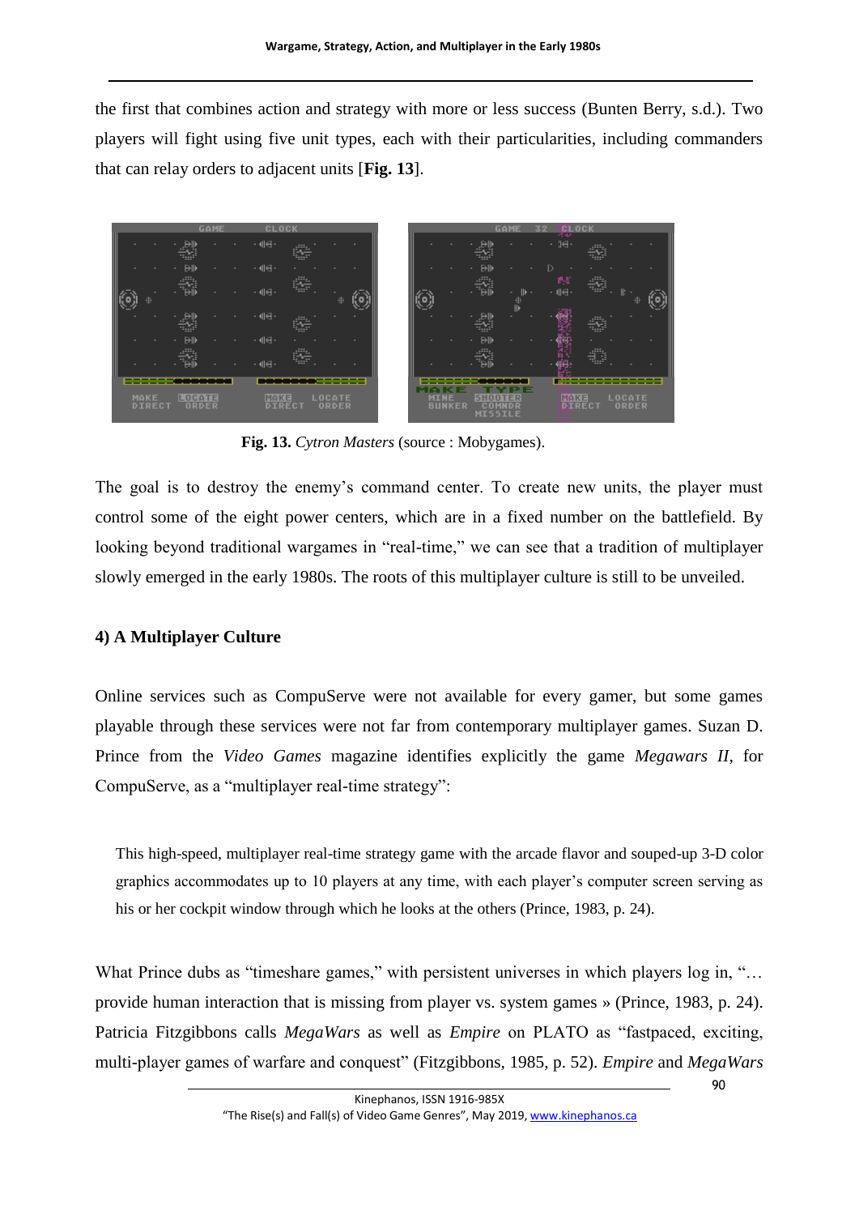the first that combines action and strategy with more or less success (Bunten Berry, s.d.). Two players will fight using five unit types, each with their particularities, including commanders that can relay orders to adjacent units [**Fig. 13**].

**Fig. 13.** *Cytron Masters* (source : Mobygames).

The goal is to destroy the enemy's command center. To create new units, the player must control some of the eight power centers, which are in a fixed number on the battlefield. By looking beyond traditional wargames in "real-time," we can see that a tradition of multiplayer slowly emerged in the early 1980s. The roots of this multiplayer culture is still to be unveiled.

### 4) A Multiplayer Culture

Online services such as CompuServe were not available for every gamer, but some games playable through these services were not far from contemporary multiplayer games. Suzan D. Prince from the *Video Games* magazine identifies explicitly the game *Megawars II*, for CompuServe, as a "multiplayer real-time strategy":

> This high-speed, multiplayer real-time strategy game with the arcade flavor and souped-up 3-D color graphics accommodates up to 10 players at any time, with each player's computer screen serving as his or her cockpit window through which he looks at the others (Prince, 1983, p. 24).

What Prince dubs as "timeshare games," with persistent universes in which players log in, "… provide human interaction that is missing from player vs. system games » (Prince, 1983, p. 24). Patricia Fitzgibbons calls *MegaWars* as well as *Empire* on PLATO as "fastpaced, exciting, multi-player games of warfare and conquest" (Fitzgibbons, 1985, p. 52). *Empire* and *MegaWars*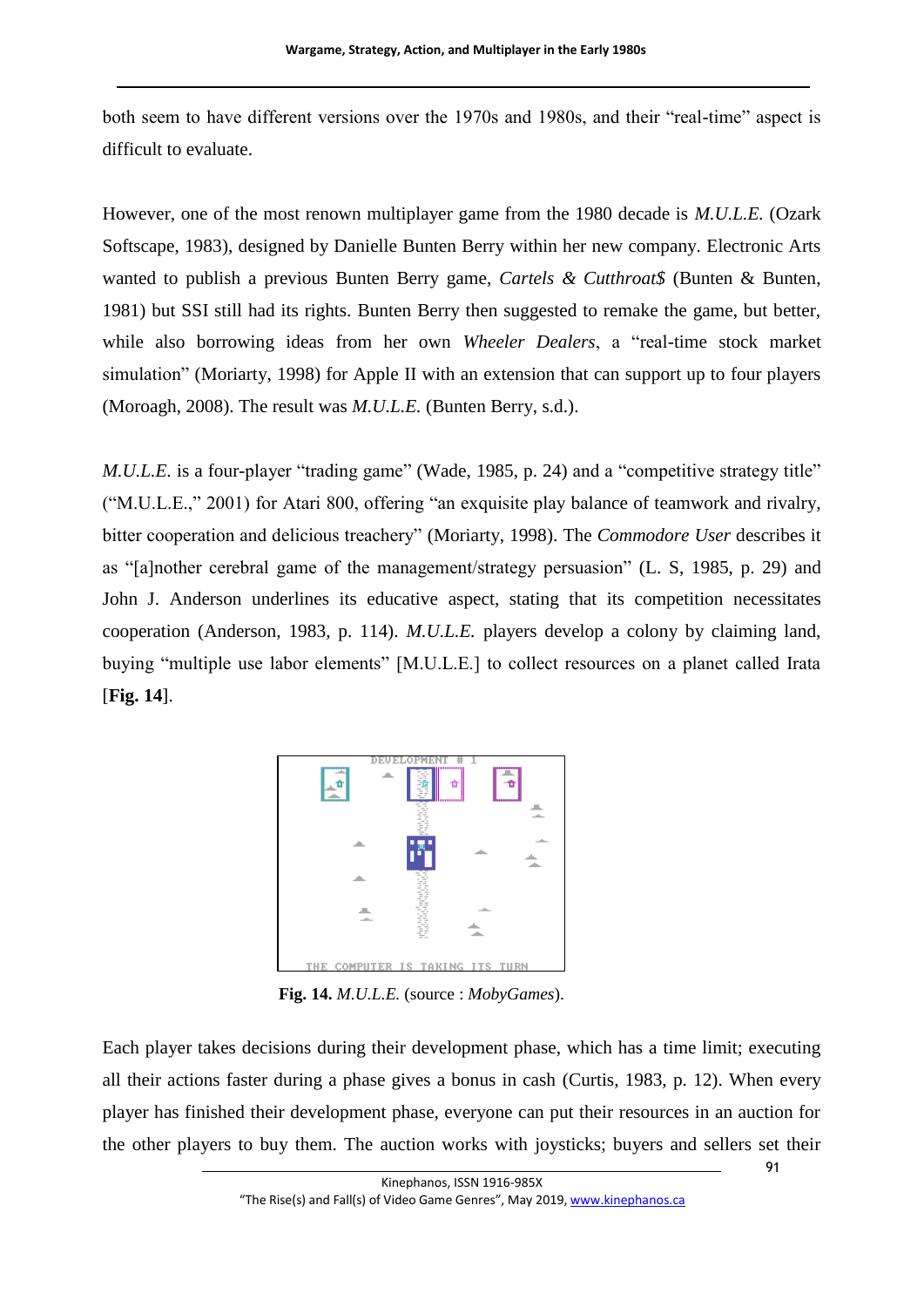both seem to have different versions over the 1970s and 1980s, and their "real-time" aspect is difficult to evaluate.

However, one of the most renown multiplayer game from the 1980 decade is *M.U.L.E.* (Ozark Softscape, 1983), designed by Danielle Bunten Berry within her new company. Electronic Arts wanted to publish a previous Bunten Berry game, *Cartels & Cutthroat$* (Bunten & Bunten, 1981) but SSI still had its rights. Bunten Berry then suggested to remake the game, but better, while also borrowing ideas from her own *Wheeler Dealers*, a "real-time stock market simulation" (Moriarty, 1998) for Apple II with an extension that can support up to four players (Moroagh, 2008). The result was *M.U.L.E.* (Bunten Berry, s.d.).

*M.U.L.E.* is a four-player "trading game" (Wade, 1985, p. 24) and a "competitive strategy title" ("M.U.L.E.," 2001) for Atari 800, offering "an exquisite play balance of teamwork and rivalry, bitter cooperation and delicious treachery" (Moriarty, 1998). The *Commodore User* describes it as "[a]nother cerebral game of the management/strategy persuasion" (L. S, 1985, p. 29) and John J. Anderson underlines its educative aspect, stating that its competition necessitates cooperation (Anderson, 1983, p. 114). *M.U.L.E.* players develop a colony by claiming land, buying "multiple use labor elements" [M.U.L.E.] to collect resources on a planet called Irata [**Fig. 14**].

**Fig. 14.** *M.U.L.E.* (source : *MobyGames*).

Each player takes decisions during their development phase, which has a time limit; executing all their actions faster during a phase gives a bonus in cash (Curtis, 1983, p. 12). When every player has finished their development phase, everyone can put their resources in an auction for the other players to buy them. The auction works with joysticks; buyers and sellers set their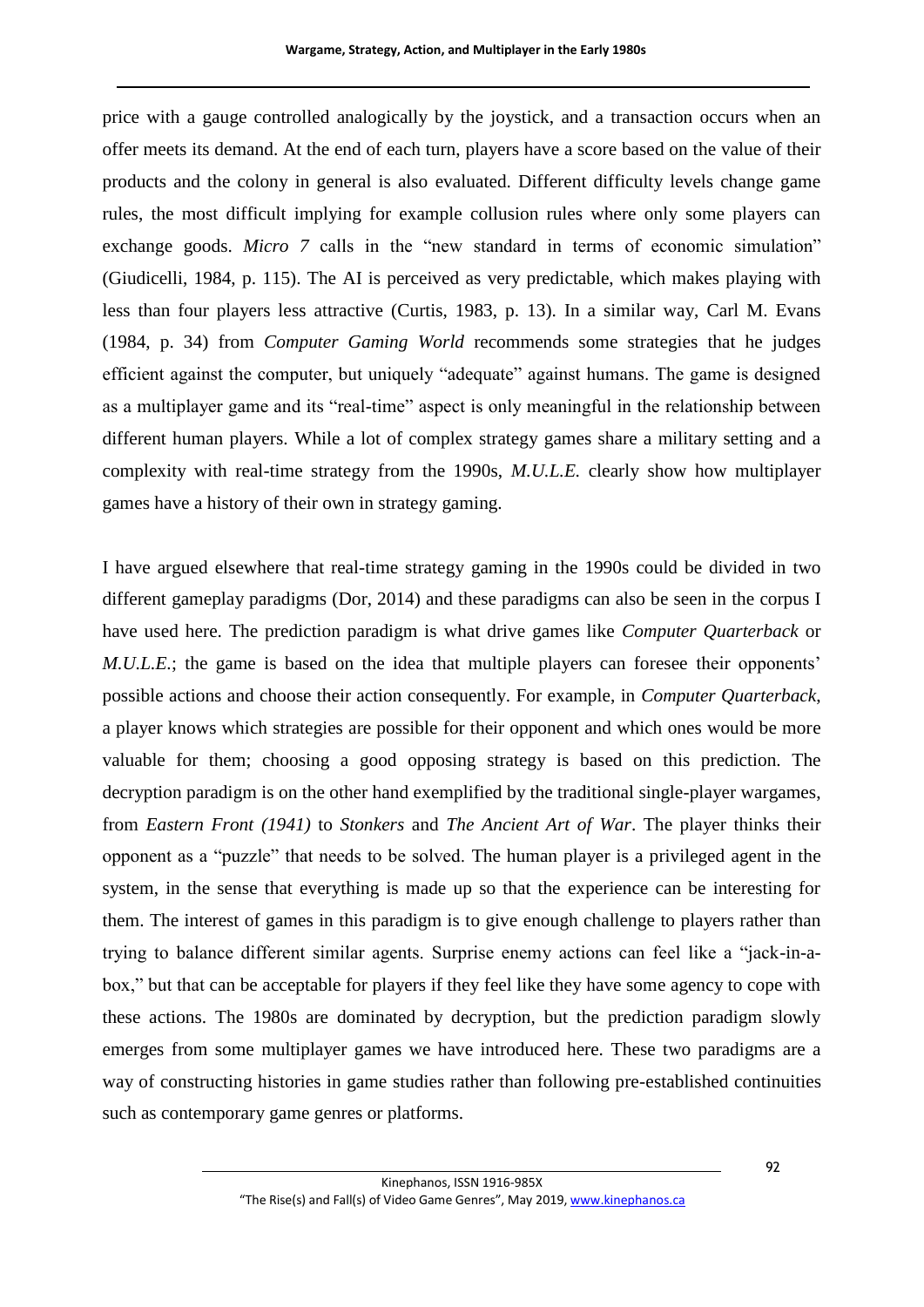price with a gauge controlled analogically by the joystick, and a transaction occurs when an offer meets its demand. At the end of each turn, players have a score based on the value of their products and the colony in general is also evaluated. Different difficulty levels change game rules, the most difficult implying for example collusion rules where only some players can exchange goods. *Micro 7* calls in the "new standard in terms of economic simulation" (Giudicelli, 1984, p. 115). The AI is perceived as very predictable, which makes playing with less than four players less attractive (Curtis, 1983, p. 13). In a similar way, Carl M. Evans (1984, p. 34) from *Computer Gaming World* recommends some strategies that he judges efficient against the computer, but uniquely "adequate" against humans. The game is designed as a multiplayer game and its "real-time" aspect is only meaningful in the relationship between different human players. While a lot of complex strategy games share a military setting and a complexity with real-time strategy from the 1990s, *M.U.L.E.* clearly show how multiplayer games have a history of their own in strategy gaming.

I have argued elsewhere that real-time strategy gaming in the 1990s could be divided in two different gameplay paradigms (Dor, 2014) and these paradigms can also be seen in the corpus I have used here. The prediction paradigm is what drive games like *Computer Quarterback* or *M.U.L.E.*; the game is based on the idea that multiple players can foresee their opponents' possible actions and choose their action consequently. For example, in *Computer Quarterback*, a player knows which strategies are possible for their opponent and which ones would be more valuable for them; choosing a good opposing strategy is based on this prediction. The decryption paradigm is on the other hand exemplified by the traditional single-player wargames, from *Eastern Front (1941)* to *Stonkers* and *The Ancient Art of War*. The player thinks their opponent as a "puzzle" that needs to be solved. The human player is a privileged agent in the system, in the sense that everything is made up so that the experience can be interesting for them. The interest of games in this paradigm is to give enough challenge to players rather than trying to balance different similar agents. Surprise enemy actions can feel like a "jack-in-a-box," but that can be acceptable for players if they feel like they have some agency to cope with these actions. The 1980s are dominated by decryption, but the prediction paradigm slowly emerges from some multiplayer games we have introduced here. These two paradigms are a way of constructing histories in game studies rather than following pre-established continuities such as contemporary game genres or platforms.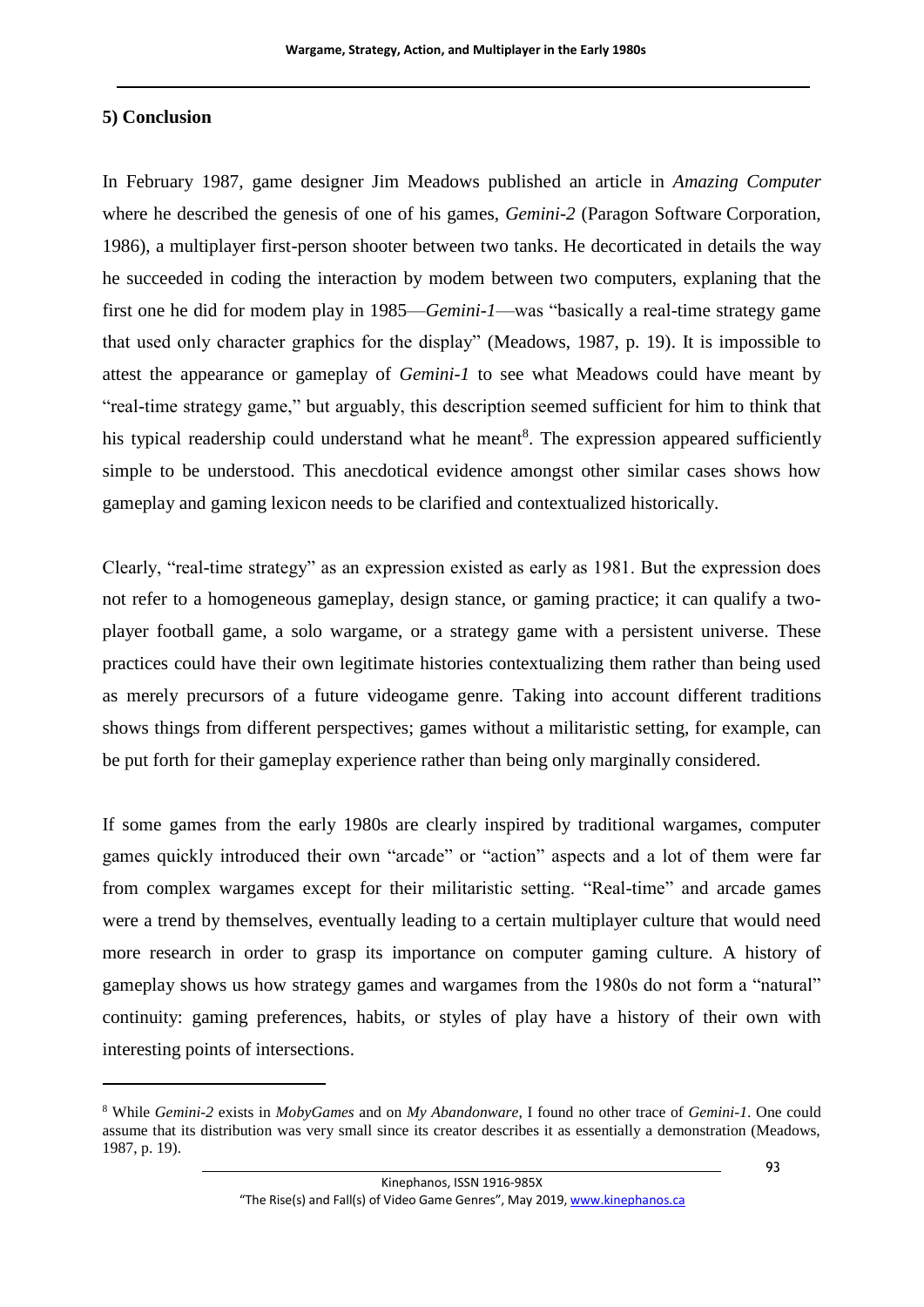## 5) Conclusion

In February 1987, game designer Jim Meadows published an article in *Amazing Computer* where he described the genesis of one of his games, *Gemini-2* (Paragon Software Corporation, 1986), a multiplayer first-person shooter between two tanks. He decorticated in details the way he succeeded in coding the interaction by modem between two computers, explaning that the first one he did for modem play in 1985—*Gemini-1*—was "basically a real-time strategy game that used only character graphics for the display" (Meadows, 1987, p. 19). It is impossible to attest the appearance or gameplay of *Gemini-1* to see what Meadows could have meant by "real-time strategy game," but arguably, this description seemed sufficient for him to think that his typical readership could understand what he meant[8]. The expression appeared sufficiently simple to be understood. This anecdotical evidence amongst other similar cases shows how gameplay and gaming lexicon needs to be clarified and contextualized historically.

Clearly, "real-time strategy" as an expression existed as early as 1981. But the expression does not refer to a homogeneous gameplay, design stance, or gaming practice; it can qualify a two-player football game, a solo wargame, or a strategy game with a persistent universe. These practices could have their own legitimate histories contextualizing them rather than being used as merely precursors of a future videogame genre. Taking into account different traditions shows things from different perspectives; games without a militaristic setting, for example, can be put forth for their gameplay experience rather than being only marginally considered.

If some games from the early 1980s are clearly inspired by traditional wargames, computer games quickly introduced their own "arcade" or "action" aspects and a lot of them were far from complex wargames except for their militaristic setting. "Real-time" and arcade games were a trend by themselves, eventually leading to a certain multiplayer culture that would need more research in order to grasp its importance on computer gaming culture. A history of gameplay shows us how strategy games and wargames from the 1980s do not form a "natural" continuity: gaming preferences, habits, or styles of play have a history of their own with interesting points of intersections.

---

[8] While *Gemini-2* exists in *MobyGames* and on *My Abandonware*, I found no other trace of *Gemini-1*. One could assume that its distribution was very small since its creator describes it as essentially a demonstration (Meadows, 1987, p. 19).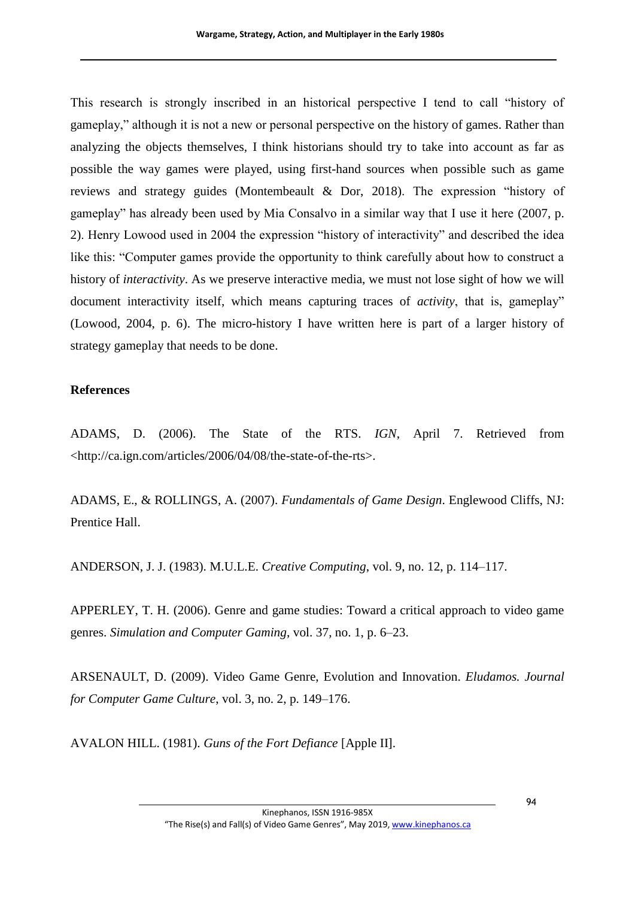This research is strongly inscribed in an historical perspective I tend to call "history of gameplay," although it is not a new or personal perspective on the history of games. Rather than analyzing the objects themselves, I think historians should try to take into account as far as possible the way games were played, using first-hand sources when possible such as game reviews and strategy guides (Montembeault & Dor, 2018). The expression "history of gameplay" has already been used by Mia Consalvo in a similar way that I use it here (2007, p. 2). Henry Lowood used in 2004 the expression "history of interactivity" and described the idea like this: "Computer games provide the opportunity to think carefully about how to construct a history of *interactivity*. As we preserve interactive media, we must not lose sight of how we will document interactivity itself, which means capturing traces of *activity*, that is, gameplay" (Lowood, 2004, p. 6). The micro-history I have written here is part of a larger history of strategy gameplay that needs to be done.

**References**

ADAMS, D. (2006). The State of the RTS. *IGN*, April 7. Retrieved from <http://ca.ign.com/articles/2006/04/08/the-state-of-the-rts>.

ADAMS, E., & ROLLINGS, A. (2007). *Fundamentals of Game Design*. Englewood Cliffs, NJ: Prentice Hall.

ANDERSON, J. J. (1983). M.U.L.E. *Creative Computing*, vol. 9, no. 12, p. 114–117.

APPERLEY, T. H. (2006). Genre and game studies: Toward a critical approach to video game genres. *Simulation and Computer Gaming*, vol. 37, no. 1, p. 6–23.

ARSENAULT, D. (2009). Video Game Genre, Evolution and Innovation. *Eludamos. Journal for Computer Game Culture*, vol. 3, no. 2, p. 149–176.

AVALON HILL. (1981). *Guns of the Fort Defiance* [Apple II].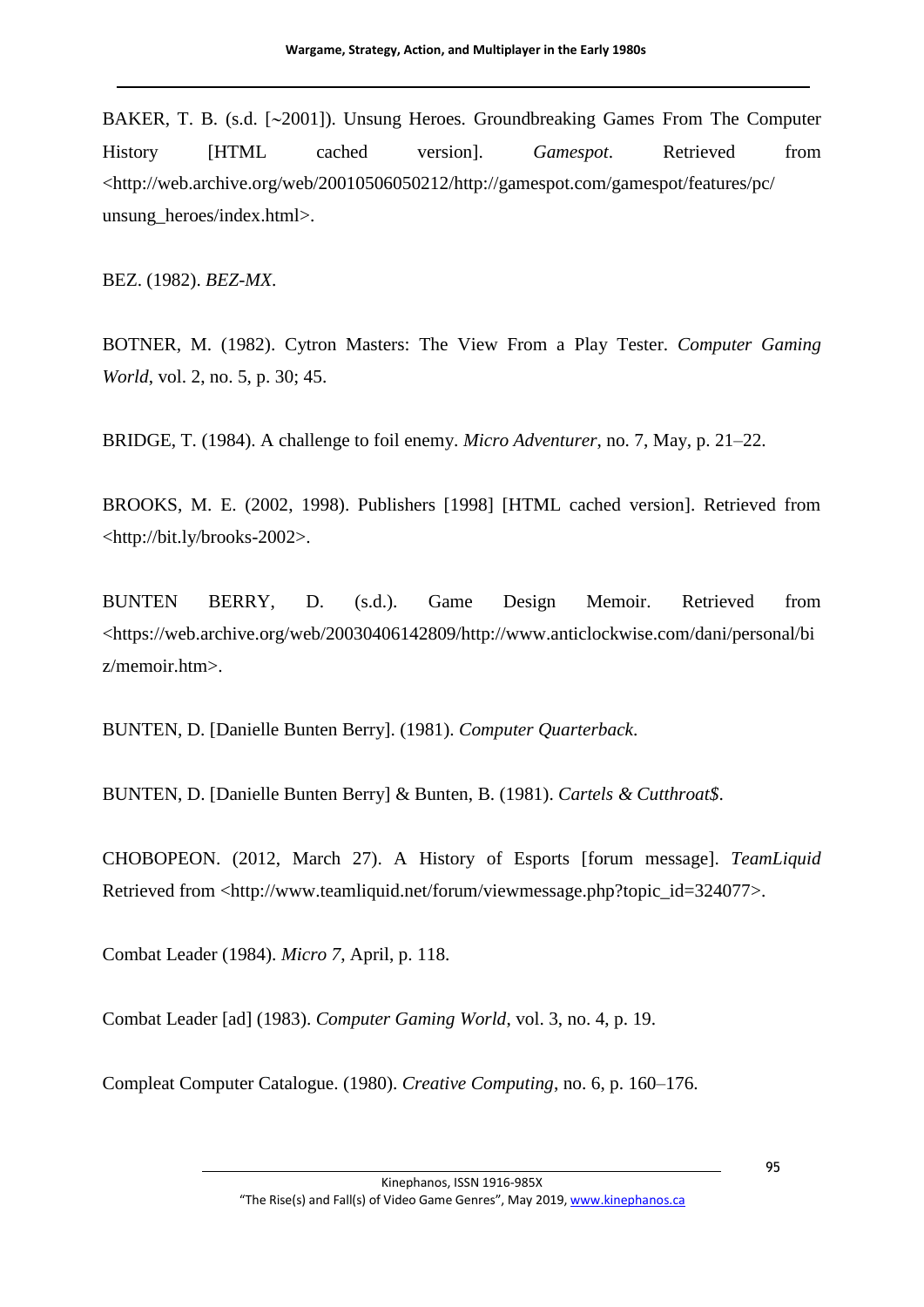BAKER, T. B. (s.d. [~2001]). Unsung Heroes. Groundbreaking Games From The Computer History [HTML cached version]. *Gamespot*. Retrieved from <http://web.archive.org/web/20010506050212/http://gamespot.com/gamespot/features/pc/unsung_heroes/index.html>.

BEZ. (1982). *BEZ-MX*.

BOTNER, M. (1982). Cytron Masters: The View From a Play Tester. *Computer Gaming World*, vol. 2, no. 5, p. 30; 45.

BRIDGE, T. (1984). A challenge to foil enemy. *Micro Adventurer*, no. 7, May, p. 21–22.

BROOKS, M. E. (2002, 1998). Publishers [1998] [HTML cached version]. Retrieved from <http://bit.ly/brooks-2002>.

BUNTEN BERRY, D. (s.d.). Game Design Memoir. Retrieved from <https://web.archive.org/web/20030406142809/http://www.anticlockwise.com/dani/personal/biz/memoir.htm>.

BUNTEN, D. [Danielle Bunten Berry]. (1981). *Computer Quarterback*.

BUNTEN, D. [Danielle Bunten Berry] & Bunten, B. (1981). *Cartels & Cutthroat$*.

CHOBOPEON. (2012, March 27). A History of Esports [forum message]. *TeamLiquid* Retrieved from <http://www.teamliquid.net/forum/viewmessage.php?topic_id=324077>.

Combat Leader (1984). *Micro 7*, April, p. 118.

Combat Leader [ad] (1983). *Computer Gaming World*, vol. 3, no. 4, p. 19.

Compleat Computer Catalogue. (1980). *Creative Computing*, no. 6, p. 160–176.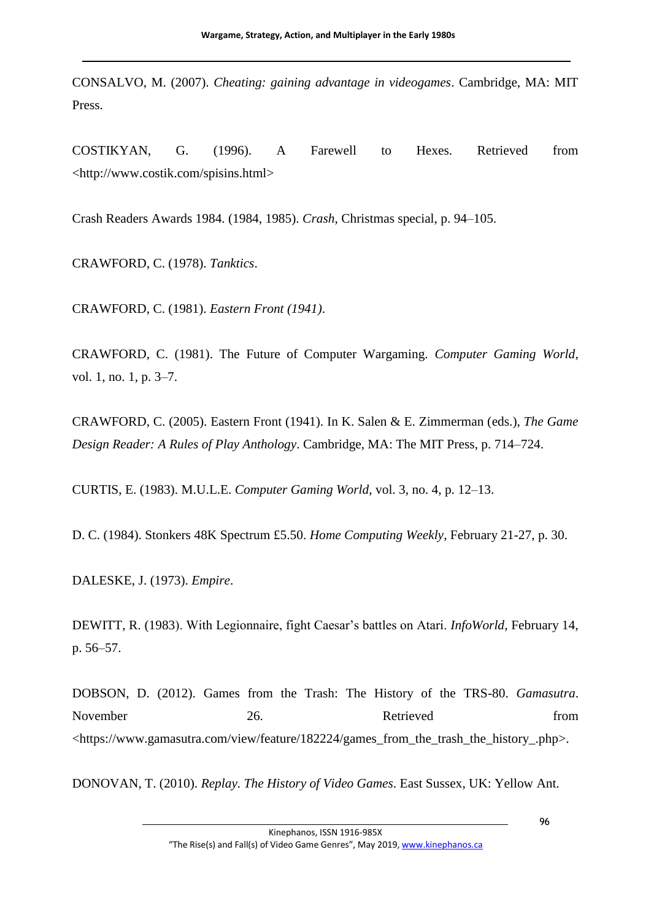CONSALVO, M. (2007). *Cheating: gaining advantage in videogames*. Cambridge, MA: MIT Press.

COSTIKYAN, G. (1996). A Farewell to Hexes. Retrieved from <http://www.costik.com/spisins.html>

Crash Readers Awards 1984. (1984, 1985). *Crash*, Christmas special, p. 94–105.

CRAWFORD, C. (1978). *Tanktics*.

CRAWFORD, C. (1981). *Eastern Front (1941)*.

CRAWFORD, C. (1981). The Future of Computer Wargaming. *Computer Gaming World*, vol. 1, no. 1, p. 3–7.

CRAWFORD, C. (2005). Eastern Front (1941). In K. Salen & E. Zimmerman (eds.), *The Game Design Reader: A Rules of Play Anthology*. Cambridge, MA: The MIT Press, p. 714–724.

CURTIS, E. (1983). M.U.L.E. *Computer Gaming World*, vol. 3, no. 4, p. 12–13.

D. C. (1984). Stonkers 48K Spectrum £5.50. *Home Computing Weekly*, February 21-27, p. 30.

DALESKE, J. (1973). *Empire*.

DEWITT, R. (1983). With Legionnaire, fight Caesar's battles on Atari. *InfoWorld*, February 14, p. 56–57.

DOBSON, D. (2012). Games from the Trash: The History of the TRS-80. *Gamasutra*. November 26. Retrieved from <https://www.gamasutra.com/view/feature/182224/games_from_the_trash_the_history_.php>.

DONOVAN, T. (2010). *Replay. The History of Video Games*. East Sussex, UK: Yellow Ant.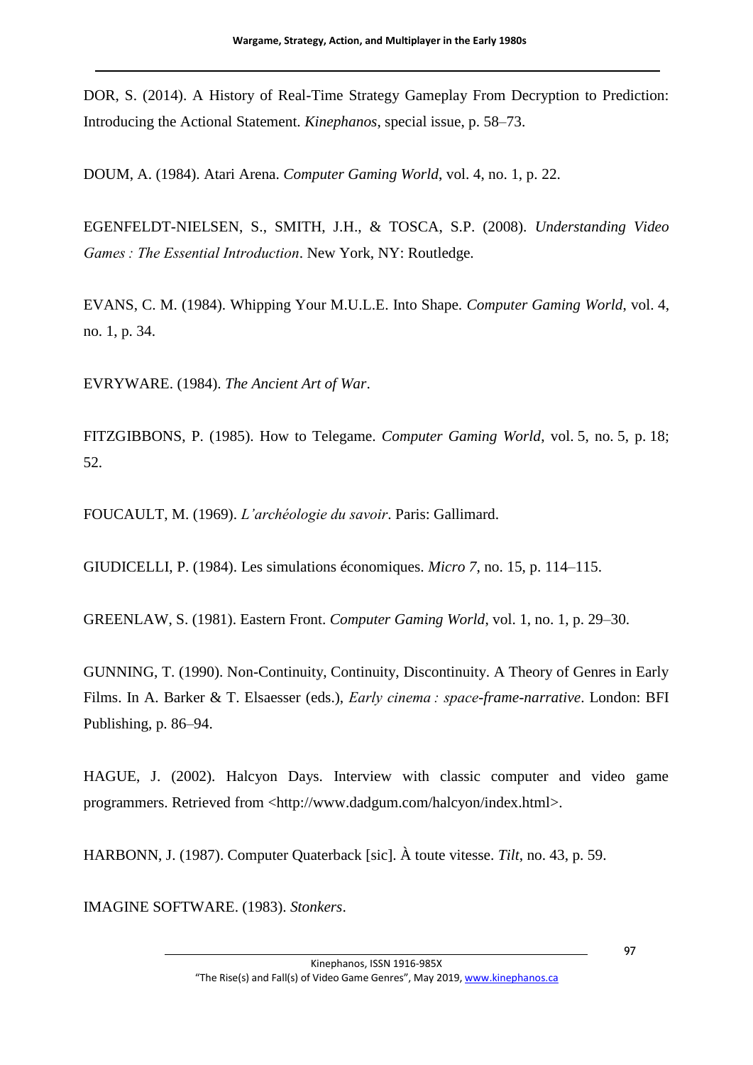DOR, S. (2014). A History of Real-Time Strategy Gameplay From Decryption to Prediction: Introducing the Actional Statement. *Kinephanos*, special issue, p. 58–73.

DOUM, A. (1984). Atari Arena. *Computer Gaming World*, vol. 4, no. 1, p. 22.

EGENFELDT-NIELSEN, S., SMITH, J.H., & TOSCA, S.P. (2008). *Understanding Video Games : The Essential Introduction*. New York, NY: Routledge.

EVANS, C. M. (1984). Whipping Your M.U.L.E. Into Shape. *Computer Gaming World*, vol. 4, no. 1, p. 34.

EVRYWARE. (1984). *The Ancient Art of War*.

FITZGIBBONS, P. (1985). How to Telegame. *Computer Gaming World*, vol. 5, no. 5, p. 18; 52.

FOUCAULT, M. (1969). *L'archéologie du savoir*. Paris: Gallimard.

GIUDICELLI, P. (1984). Les simulations économiques. *Micro 7*, no. 15, p. 114–115.

GREENLAW, S. (1981). Eastern Front. *Computer Gaming World*, vol. 1, no. 1, p. 29–30.

GUNNING, T. (1990). Non-Continuity, Continuity, Discontinuity. A Theory of Genres in Early Films. In A. Barker & T. Elsaesser (eds.), *Early cinema : space-frame-narrative*. London: BFI Publishing, p. 86–94.

HAGUE, J. (2002). Halcyon Days. Interview with classic computer and video game programmers. Retrieved from <http://www.dadgum.com/halcyon/index.html>.

HARBONN, J. (1987). Computer Quaterback [sic]. À toute vitesse. *Tilt*, no. 43, p. 59.

IMAGINE SOFTWARE. (1983). *Stonkers*.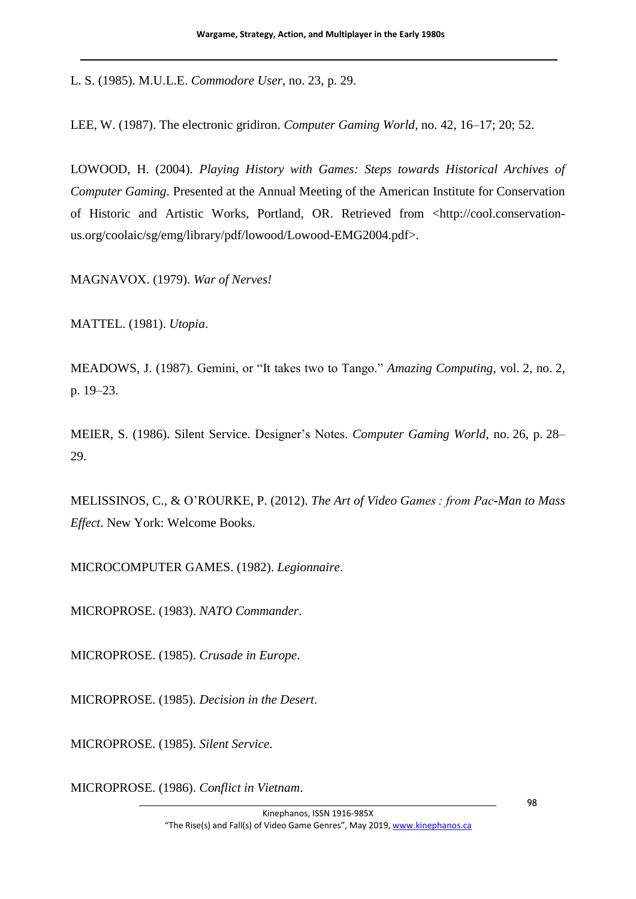L. S. (1985). M.U.L.E. *Commodore User*, no. 23, p. 29.

LEE, W. (1987). The electronic gridiron. *Computer Gaming World*, no. 42, 16–17; 20; 52.

LOWOOD, H. (2004). *Playing History with Games: Steps towards Historical Archives of Computer Gaming*. Presented at the Annual Meeting of the American Institute for Conservation of Historic and Artistic Works, Portland, OR. Retrieved from <http://cool.conservation-us.org/coolaic/sg/emg/library/pdf/lowood/Lowood-EMG2004.pdf>.

MAGNAVOX. (1979). *War of Nerves!*

MATTEL. (1981). *Utopia*.

MEADOWS, J. (1987). Gemini, or "It takes two to Tango." *Amazing Computing*, vol. 2, no. 2, p. 19–23.

MEIER, S. (1986). Silent Service. Designer's Notes. *Computer Gaming World*, no. 26, p. 28–29.

MELISSINOS, C., & O'ROURKE, P. (2012). *The Art of Video Games : from Pac-Man to Mass Effect*. New York: Welcome Books.

MICROCOMPUTER GAMES. (1982). *Legionnaire*.

MICROPROSE. (1983). *NATO Commander*.

MICROPROSE. (1985). *Crusade in Europe*.

MICROPROSE. (1985). *Decision in the Desert*.

MICROPROSE. (1985). *Silent Service*.

MICROPROSE. (1986). *Conflict in Vietnam*.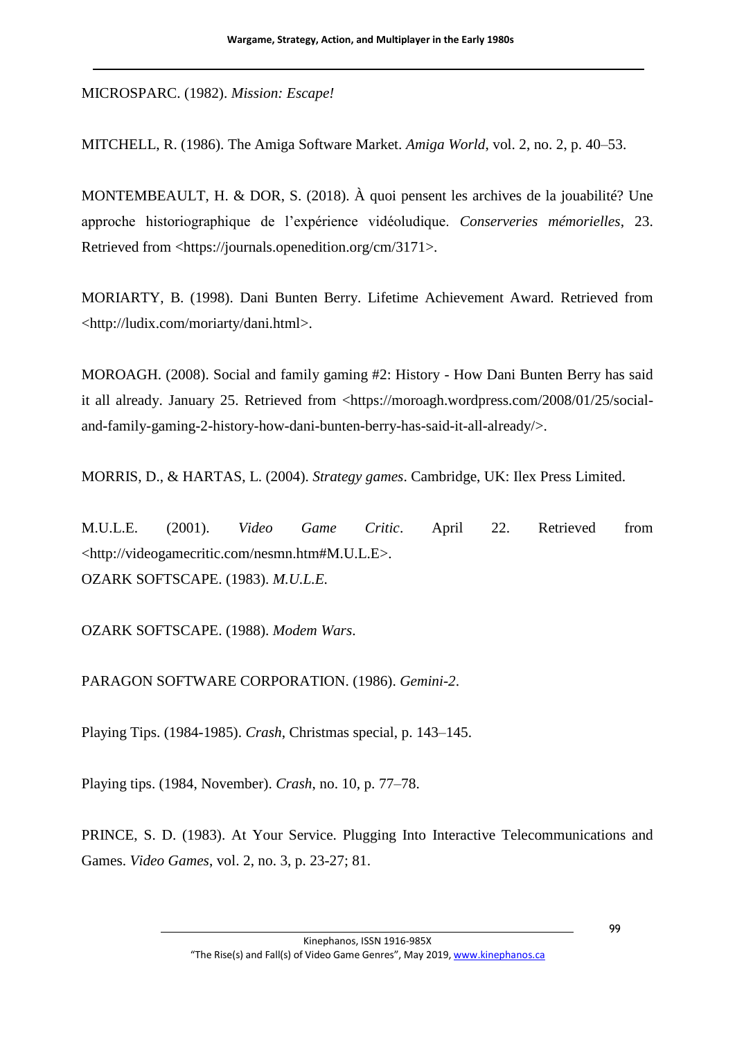MICROSPARC. (1982). *Mission: Escape!*

MITCHELL, R. (1986). The Amiga Software Market. *Amiga World*, vol. 2, no. 2, p. 40–53.

MONTEMBEAULT, H. & DOR, S. (2018). À quoi pensent les archives de la jouabilité? Une approche historiographique de l'expérience vidéoludique. *Conserveries mémorielles*, 23. Retrieved from <https://journals.openedition.org/cm/3171>.

MORIARTY, B. (1998). Dani Bunten Berry. Lifetime Achievement Award. Retrieved from <http://ludix.com/moriarty/dani.html>.

MOROAGH. (2008). Social and family gaming #2: History - How Dani Bunten Berry has said it all already. January 25. Retrieved from <https://moroagh.wordpress.com/2008/01/25/social-and-family-gaming-2-history-how-dani-bunten-berry-has-said-it-all-already/>.

MORRIS, D., & HARTAS, L. (2004). *Strategy games*. Cambridge, UK: Ilex Press Limited.

M.U.L.E. (2001). *Video Game Critic*. April 22. Retrieved from <http://videogamecritic.com/nesmn.htm#M.U.L.E>.

OZARK SOFTSCAPE. (1983). *M.U.L.E.*

OZARK SOFTSCAPE. (1988). *Modem Wars*.

PARAGON SOFTWARE CORPORATION. (1986). *Gemini-2*.

Playing Tips. (1984-1985). *Crash*, Christmas special, p. 143–145.

Playing tips. (1984, November). *Crash*, no. 10, p. 77–78.

PRINCE, S. D. (1983). At Your Service. Plugging Into Interactive Telecommunications and Games. *Video Games*, vol. 2, no. 3, p. 23-27; 81.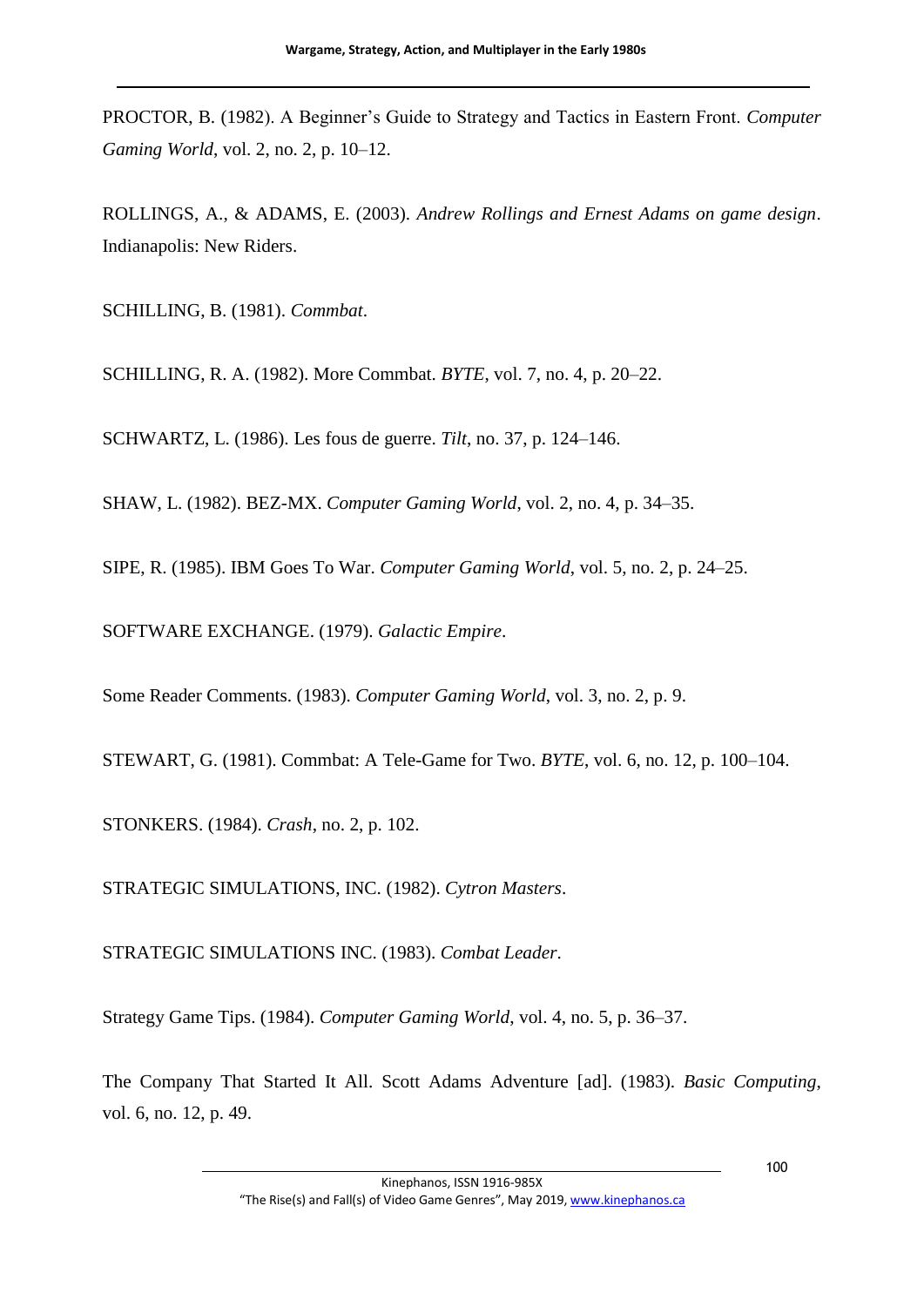PROCTOR, B. (1982). A Beginner's Guide to Strategy and Tactics in Eastern Front. *Computer Gaming World*, vol. 2, no. 2, p. 10–12.

ROLLINGS, A., & ADAMS, E. (2003). *Andrew Rollings and Ernest Adams on game design*. Indianapolis: New Riders.

SCHILLING, B. (1981). *Commbat*.

SCHILLING, R. A. (1982). More Commbat. *BYTE*, vol. 7, no. 4, p. 20–22.

SCHWARTZ, L. (1986). Les fous de guerre. *Tilt*, no. 37, p. 124–146.

SHAW, L. (1982). BEZ-MX. *Computer Gaming World*, vol. 2, no. 4, p. 34–35.

SIPE, R. (1985). IBM Goes To War. *Computer Gaming World*, vol. 5, no. 2, p. 24–25.

SOFTWARE EXCHANGE. (1979). *Galactic Empire*.

Some Reader Comments. (1983). *Computer Gaming World*, vol. 3, no. 2, p. 9.

STEWART, G. (1981). Commbat: A Tele-Game for Two. *BYTE*, vol. 6, no. 12, p. 100–104.

STONKERS. (1984). *Crash*, no. 2, p. 102.

STRATEGIC SIMULATIONS, INC. (1982). *Cytron Masters*.

STRATEGIC SIMULATIONS INC. (1983). *Combat Leader*.

Strategy Game Tips. (1984). *Computer Gaming World*, vol. 4, no. 5, p. 36–37.

The Company That Started It All. Scott Adams Adventure [ad]. (1983). *Basic Computing*, vol. 6, no. 12, p. 49.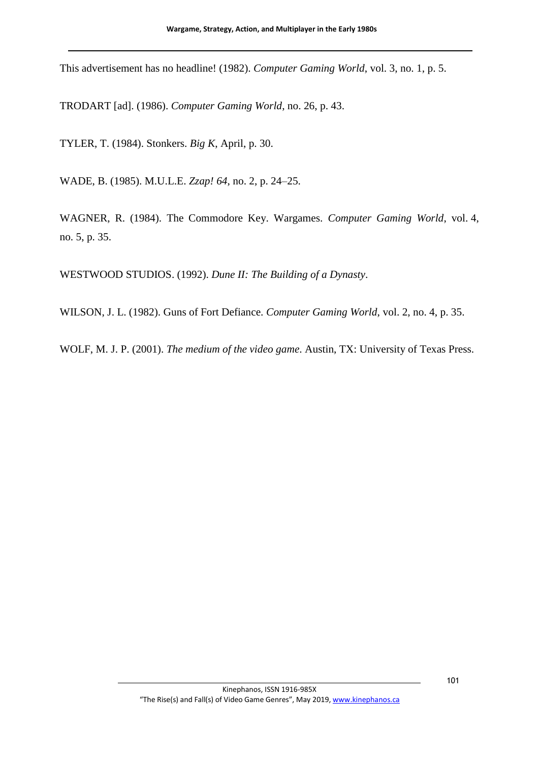This advertisement has no headline! (1982). *Computer Gaming World*, vol. 3, no. 1, p. 5.

TRODART [ad]. (1986). *Computer Gaming World*, no. 26, p. 43.

TYLER, T. (1984). Stonkers. *Big K*, April, p. 30.

WADE, B. (1985). M.U.L.E. *Zzap! 64*, no. 2, p. 24–25.

WAGNER, R. (1984). The Commodore Key. Wargames. *Computer Gaming World*, vol. 4, no. 5, p. 35.

WESTWOOD STUDIOS. (1992). *Dune II: The Building of a Dynasty*.

WILSON, J. L. (1982). Guns of Fort Defiance. *Computer Gaming World*, vol. 2, no. 4, p. 35.

WOLF, M. J. P. (2001). *The medium of the video game*. Austin, TX: University of Texas Press.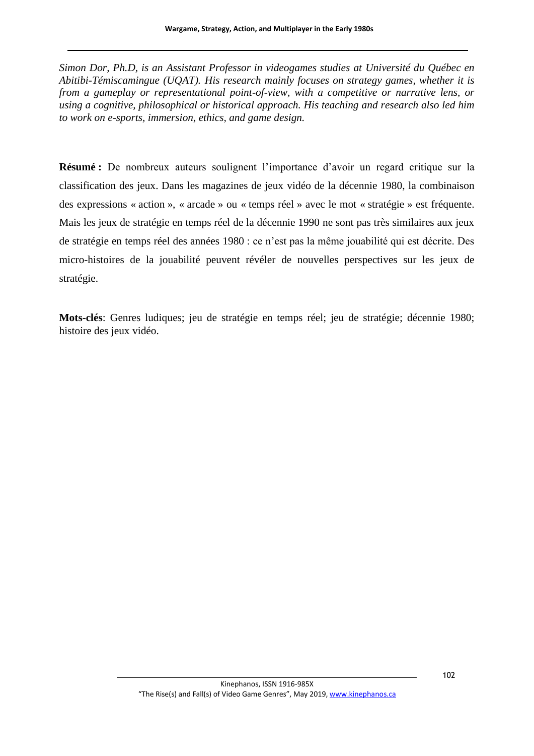*Simon Dor, Ph.D, is an Assistant Professor in videogames studies at Université du Québec en Abitibi-Témiscamingue (UQAT). His research mainly focuses on strategy games, whether it is from a gameplay or representational point-of-view, with a competitive or narrative lens, or using a cognitive, philosophical or historical approach. His teaching and research also led him to work on e-sports, immersion, ethics, and game design.*

**Résumé :** De nombreux auteurs soulignent l'importance d'avoir un regard critique sur la classification des jeux. Dans les magazines de jeux vidéo de la décennie 1980, la combinaison des expressions « action », « arcade » ou « temps réel » avec le mot « stratégie » est fréquente. Mais les jeux de stratégie en temps réel de la décennie 1990 ne sont pas très similaires aux jeux de stratégie en temps réel des années 1980 : ce n'est pas la même jouabilité qui est décrite. Des micro-histoires de la jouabilité peuvent révéler de nouvelles perspectives sur les jeux de stratégie.

**Mots-clés**: Genres ludiques; jeu de stratégie en temps réel; jeu de stratégie; décennie 1980; histoire des jeux vidéo.